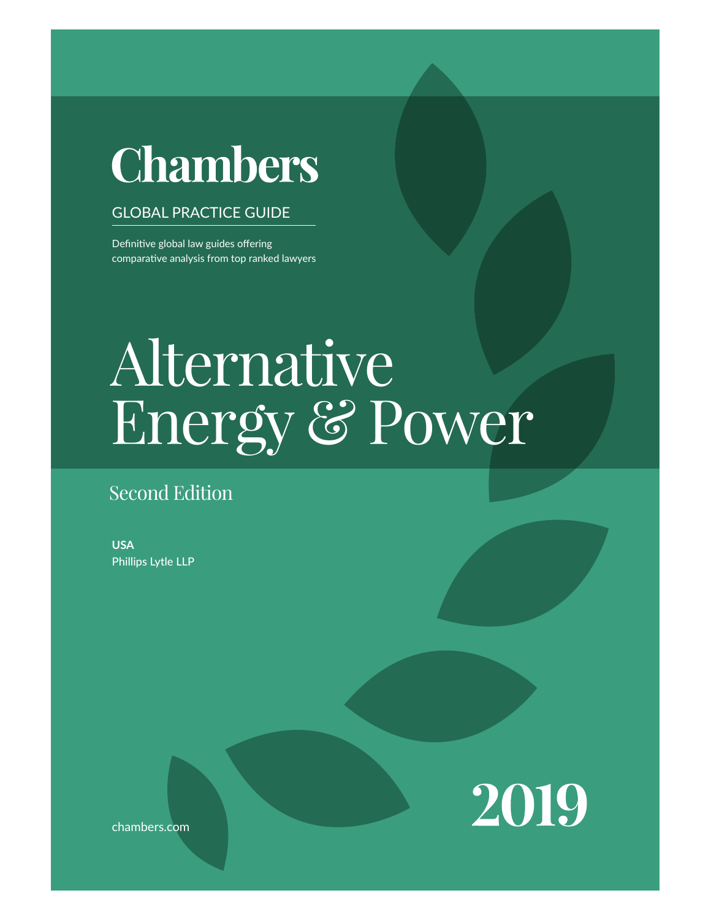# Chambers

GLOBAL PRACTICE GUIDE

Definitive global law guides offering comparative analysis from top ranked lawyers

# Alternative Energy & Power

Second Edition

**USA**
Phillips Lytle LLP

chambers.com

2019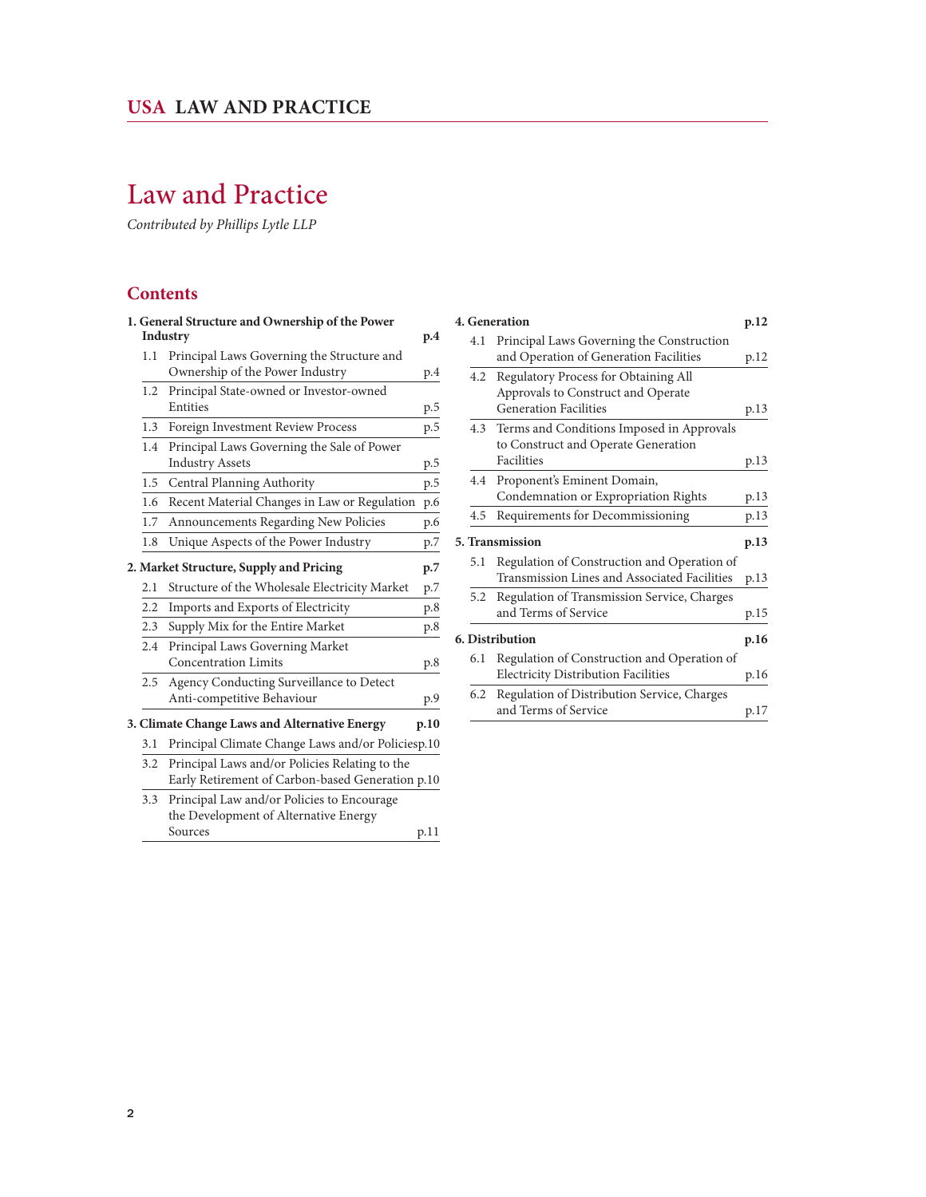# Law and Practice

*Contributed by Phillips Lytle LLP*

## Contents

**1. General Structure and Ownership of the Power Industry p.4**

- 1.1 Principal Laws Governing the Structure and Ownership of the Power Industry p.4
- 1.2 Principal State-owned or Investor-owned Entities p.5
- 1.3 Foreign Investment Review Process p.5
- 1.4 Principal Laws Governing the Sale of Power Industry Assets p.5
- 1.5 Central Planning Authority p.5
- 1.6 Recent Material Changes in Law or Regulation p.6
- 1.7 Announcements Regarding New Policies p.6
- 1.8 Unique Aspects of the Power Industry p.7

**2. Market Structure, Supply and Pricing p.7**

- 2.1 Structure of the Wholesale Electricity Market p.7
- 2.2 Imports and Exports of Electricity p.8
- 2.3 Supply Mix for the Entire Market p.8
- 2.4 Principal Laws Governing Market Concentration Limits p.8
- 2.5 Agency Conducting Surveillance to Detect Anti-competitive Behaviour p.9

**3. Climate Change Laws and Alternative Energy p.10**

- 3.1 Principal Climate Change Laws and/or Policies p.10
- 3.2 Principal Laws and/or Policies Relating to the Early Retirement of Carbon-based Generation p.10
- 3.3 Principal Law and/or Policies to Encourage the Development of Alternative Energy Sources p.11

**4. Generation p.12**

- 4.1 Principal Laws Governing the Construction and Operation of Generation Facilities p.12
- 4.2 Regulatory Process for Obtaining All Approvals to Construct and Operate Generation Facilities p.13
- 4.3 Terms and Conditions Imposed in Approvals to Construct and Operate Generation Facilities p.13
- 4.4 Proponent's Eminent Domain, Condemnation or Expropriation Rights p.13
- 4.5 Requirements for Decommissioning p.13

**5. Transmission p.13**

- 5.1 Regulation of Construction and Operation of Transmission Lines and Associated Facilities p.13
- 5.2 Regulation of Transmission Service, Charges and Terms of Service p.15

**6. Distribution p.16**

- 6.1 Regulation of Construction and Operation of Electricity Distribution Facilities p.16
- 6.2 Regulation of Distribution Service, Charges and Terms of Service p.17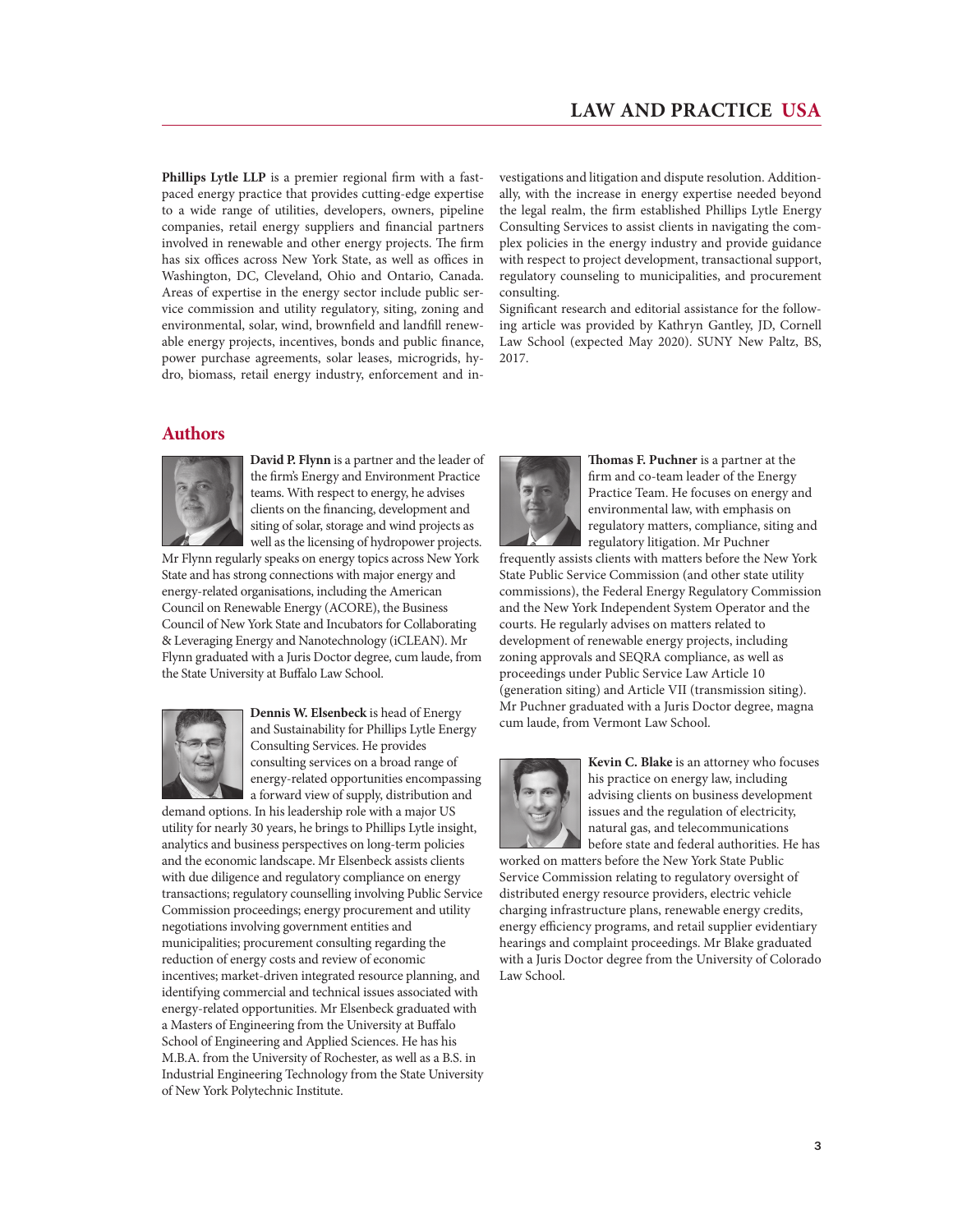**Phillips Lytle LLP** is a premier regional firm with a fast-paced energy practice that provides cutting-edge expertise to a wide range of utilities, developers, owners, pipeline companies, retail energy suppliers and financial partners involved in renewable and other energy projects. The firm has six offices across New York State, as well as offices in Washington, DC, Cleveland, Ohio and Ontario, Canada. Areas of expertise in the energy sector include public service commission and utility regulatory, siting, zoning and environmental, solar, wind, brownfield and landfill renewable energy projects, incentives, bonds and public finance, power purchase agreements, solar leases, microgrids, hydro, biomass, retail energy industry, enforcement and investigations and litigation and dispute resolution. Additionally, with the increase in energy expertise needed beyond the legal realm, the firm established Phillips Lytle Energy Consulting Services to assist clients in navigating the complex policies in the energy industry and provide guidance with respect to project development, transactional support, regulatory counseling to municipalities, and procurement consulting.

Significant research and editorial assistance for the following article was provided by Kathryn Gantley, JD, Cornell Law School (expected May 2020). SUNY New Paltz, BS, 2017.

## Authors

**David P. Flynn** is a partner and the leader of the firm's Energy and Environment Practice teams. With respect to energy, he advises clients on the financing, development and siting of solar, storage and wind projects as well as the licensing of hydropower projects. Mr Flynn regularly speaks on energy topics across New York State and has strong connections with major energy and energy-related organisations, including the American Council on Renewable Energy (ACORE), the Business Council of New York State and Incubators for Collaborating & Leveraging Energy and Nanotechnology (iCLEAN). Mr Flynn graduated with a Juris Doctor degree, cum laude, from the State University at Buffalo Law School.

**Dennis W. Elsenbeck** is head of Energy and Sustainability for Phillips Lytle Energy Consulting Services. He provides consulting services on a broad range of energy-related opportunities encompassing a forward view of supply, distribution and demand options. In his leadership role with a major US utility for nearly 30 years, he brings to Phillips Lytle insight, analytics and business perspectives on long-term policies and the economic landscape. Mr Elsenbeck assists clients with due diligence and regulatory compliance on energy transactions; regulatory counselling involving Public Service Commission proceedings; energy procurement and utility negotiations involving government entities and municipalities; procurement consulting regarding the reduction of energy costs and review of economic incentives; market-driven integrated resource planning, and identifying commercial and technical issues associated with energy-related opportunities. Mr Elsenbeck graduated with a Masters of Engineering from the University at Buffalo School of Engineering and Applied Sciences. He has his M.B.A. from the University of Rochester, as well as a B.S. in Industrial Engineering Technology from the State University of New York Polytechnic Institute.

**Thomas F. Puchner** is a partner at the firm and co-team leader of the Energy Practice Team. He focuses on energy and environmental law, with emphasis on regulatory matters, compliance, siting and regulatory litigation. Mr Puchner frequently assists clients with matters before the New York State Public Service Commission (and other state utility commissions), the Federal Energy Regulatory Commission and the New York Independent System Operator and the courts. He regularly advises on matters related to development of renewable energy projects, including zoning approvals and SEQRA compliance, as well as proceedings under Public Service Law Article 10 (generation siting) and Article VII (transmission siting). Mr Puchner graduated with a Juris Doctor degree, magna cum laude, from Vermont Law School.

**Kevin C. Blake** is an attorney who focuses his practice on energy law, including advising clients on business development issues and the regulation of electricity, natural gas, and telecommunications before state and federal authorities. He has worked on matters before the New York State Public Service Commission relating to regulatory oversight of distributed energy resource providers, electric vehicle charging infrastructure plans, renewable energy credits, energy efficiency programs, and retail supplier evidentiary hearings and complaint proceedings. Mr Blake graduated with a Juris Doctor degree from the University of Colorado Law School.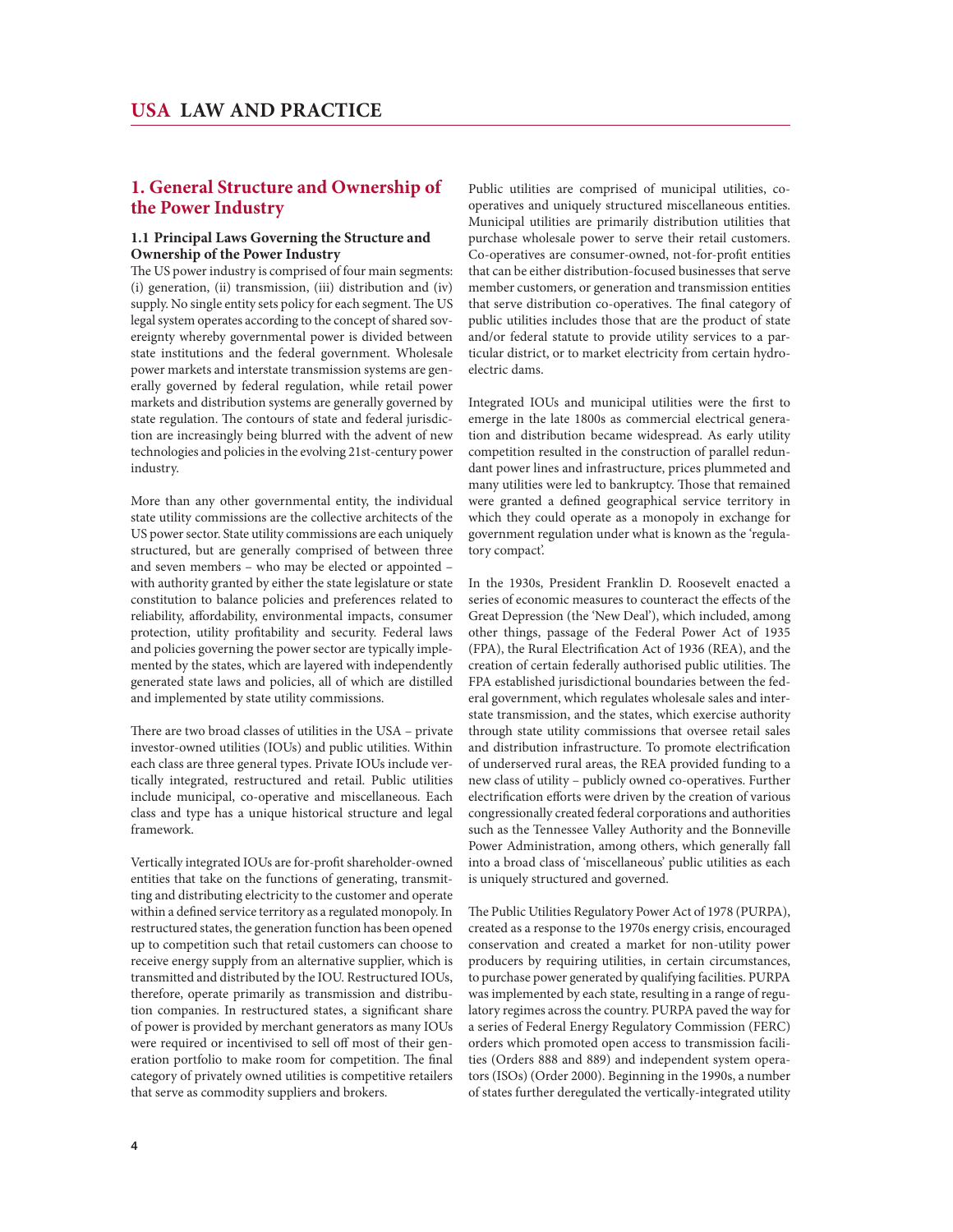# 1. General Structure and Ownership of the Power Industry

### 1.1 Principal Laws Governing the Structure and Ownership of the Power Industry

The US power industry is comprised of four main segments: (i) generation, (ii) transmission, (iii) distribution and (iv) supply. No single entity sets policy for each segment. The US legal system operates according to the concept of shared sovereignty whereby governmental power is divided between state institutions and the federal government. Wholesale power markets and interstate transmission systems are generally governed by federal regulation, while retail power markets and distribution systems are generally governed by state regulation. The contours of state and federal jurisdiction are increasingly being blurred with the advent of new technologies and policies in the evolving 21st-century power industry.

More than any other governmental entity, the individual state utility commissions are the collective architects of the US power sector. State utility commissions are each uniquely structured, but are generally comprised of between three and seven members – who may be elected or appointed – with authority granted by either the state legislature or state constitution to balance policies and preferences related to reliability, affordability, environmental impacts, consumer protection, utility profitability and security. Federal laws and policies governing the power sector are typically implemented by the states, which are layered with independently generated state laws and policies, all of which are distilled and implemented by state utility commissions.

There are two broad classes of utilities in the USA – private investor-owned utilities (IOUs) and public utilities. Within each class are three general types. Private IOUs include vertically integrated, restructured and retail. Public utilities include municipal, co-operative and miscellaneous. Each class and type has a unique historical structure and legal framework.

Vertically integrated IOUs are for-profit shareholder-owned entities that take on the functions of generating, transmitting and distributing electricity to the customer and operate within a defined service territory as a regulated monopoly. In restructured states, the generation function has been opened up to competition such that retail customers can choose to receive energy supply from an alternative supplier, which is transmitted and distributed by the IOU. Restructured IOUs, therefore, operate primarily as transmission and distribution companies. In restructured states, a significant share of power is provided by merchant generators as many IOUs were required or incentivised to sell off most of their generation portfolio to make room for competition. The final category of privately owned utilities is competitive retailers that serve as commodity suppliers and brokers.

Public utilities are comprised of municipal utilities, co-operatives and uniquely structured miscellaneous entities. Municipal utilities are primarily distribution utilities that purchase wholesale power to serve their retail customers. Co-operatives are consumer-owned, not-for-profit entities that can be either distribution-focused businesses that serve member customers, or generation and transmission entities that serve distribution co-operatives. The final category of public utilities includes those that are the product of state and/or federal statute to provide utility services to a particular district, or to market electricity from certain hydroelectric dams.

Integrated IOUs and municipal utilities were the first to emerge in the late 1800s as commercial electrical generation and distribution became widespread. As early utility competition resulted in the construction of parallel redundant power lines and infrastructure, prices plummeted and many utilities were led to bankruptcy. Those that remained were granted a defined geographical service territory in which they could operate as a monopoly in exchange for government regulation under what is known as the 'regulatory compact'.

In the 1930s, President Franklin D. Roosevelt enacted a series of economic measures to counteract the effects of the Great Depression (the 'New Deal'), which included, among other things, passage of the Federal Power Act of 1935 (FPA), the Rural Electrification Act of 1936 (REA), and the creation of certain federally authorised public utilities. The FPA established jurisdictional boundaries between the federal government, which regulates wholesale sales and interstate transmission, and the states, which exercise authority through state utility commissions that oversee retail sales and distribution infrastructure. To promote electrification of underserved rural areas, the REA provided funding to a new class of utility – publicly owned co-operatives. Further electrification efforts were driven by the creation of various congressionally created federal corporations and authorities such as the Tennessee Valley Authority and the Bonneville Power Administration, among others, which generally fall into a broad class of 'miscellaneous' public utilities as each is uniquely structured and governed.

The Public Utilities Regulatory Power Act of 1978 (PURPA), created as a response to the 1970s energy crisis, encouraged conservation and created a market for non-utility power producers by requiring utilities, in certain circumstances, to purchase power generated by qualifying facilities. PURPA was implemented by each state, resulting in a range of regulatory regimes across the country. PURPA paved the way for a series of Federal Energy Regulatory Commission (FERC) orders which promoted open access to transmission facilities (Orders 888 and 889) and independent system operators (ISOs) (Order 2000). Beginning in the 1990s, a number of states further deregulated the vertically-integrated utility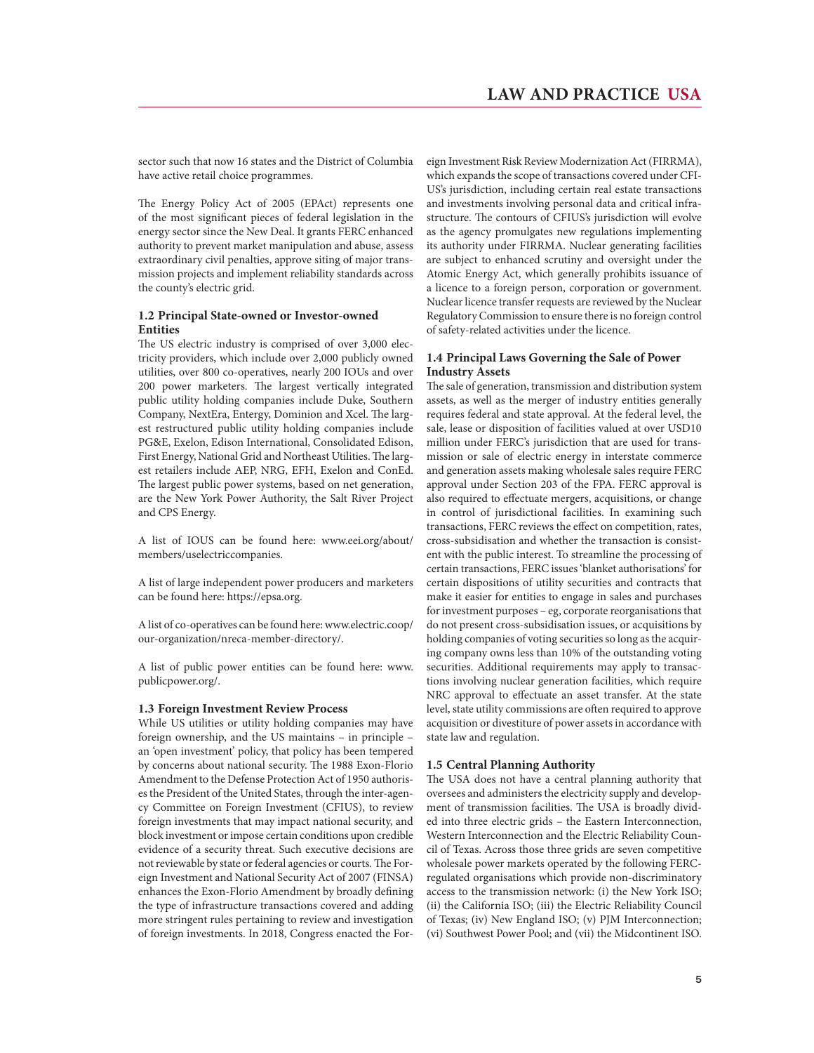sector such that now 16 states and the District of Columbia have active retail choice programmes.

The Energy Policy Act of 2005 (EPAct) represents one of the most significant pieces of federal legislation in the energy sector since the New Deal. It grants FERC enhanced authority to prevent market manipulation and abuse, assess extraordinary civil penalties, approve siting of major transmission projects and implement reliability standards across the county's electric grid.

### 1.2 Principal State-owned or Investor-owned Entities

The US electric industry is comprised of over 3,000 electricity providers, which include over 2,000 publicly owned utilities, over 800 co-operatives, nearly 200 IOUs and over 200 power marketers. The largest vertically integrated public utility holding companies include Duke, Southern Company, NextEra, Entergy, Dominion and Xcel. The largest restructured public utility holding companies include PG&E, Exelon, Edison International, Consolidated Edison, First Energy, National Grid and Northeast Utilities. The largest retailers include AEP, NRG, EFH, Exelon and ConEd. The largest public power systems, based on net generation, are the New York Power Authority, the Salt River Project and CPS Energy.

A list of IOUS can be found here: www.eei.org/about/members/uselectriccompanies.

A list of large independent power producers and marketers can be found here: https://epsa.org.

A list of co-operatives can be found here: www.electric.coop/our-organization/nreca-member-directory/.

A list of public power entities can be found here: www.publicpower.org/.

### 1.3 Foreign Investment Review Process

While US utilities or utility holding companies may have foreign ownership, and the US maintains – in principle – an 'open investment' policy, that policy has been tempered by concerns about national security. The 1988 Exon-Florio Amendment to the Defense Protection Act of 1950 authorises the President of the United States, through the inter-agency Committee on Foreign Investment (CFIUS), to review foreign investments that may impact national security, and block investment or impose certain conditions upon credible evidence of a security threat. Such executive decisions are not reviewable by state or federal agencies or courts. The Foreign Investment and National Security Act of 2007 (FINSA) enhances the Exon-Florio Amendment by broadly defining the type of infrastructure transactions covered and adding more stringent rules pertaining to review and investigation of foreign investments. In 2018, Congress enacted the Foreign Investment Risk Review Modernization Act (FIRRMA), which expands the scope of transactions covered under CFIUS's jurisdiction, including certain real estate transactions and investments involving personal data and critical infrastructure. The contours of CFIUS's jurisdiction will evolve as the agency promulgates new regulations implementing its authority under FIRRMA. Nuclear generating facilities are subject to enhanced scrutiny and oversight under the Atomic Energy Act, which generally prohibits issuance of a licence to a foreign person, corporation or government. Nuclear licence transfer requests are reviewed by the Nuclear Regulatory Commission to ensure there is no foreign control of safety-related activities under the licence.

### 1.4 Principal Laws Governing the Sale of Power Industry Assets

The sale of generation, transmission and distribution system assets, as well as the merger of industry entities generally requires federal and state approval. At the federal level, the sale, lease or disposition of facilities valued at over USD10 million under FERC's jurisdiction that are used for transmission or sale of electric energy in interstate commerce and generation assets making wholesale sales require FERC approval under Section 203 of the FPA. FERC approval is also required to effectuate mergers, acquisitions, or change in control of jurisdictional facilities. In examining such transactions, FERC reviews the effect on competition, rates, cross-subsidisation and whether the transaction is consistent with the public interest. To streamline the processing of certain transactions, FERC issues 'blanket authorisations' for certain dispositions of utility securities and contracts that make it easier for entities to engage in sales and purchases for investment purposes – eg, corporate reorganisations that do not present cross-subsidisation issues, or acquisitions by holding companies of voting securities so long as the acquiring company owns less than 10% of the outstanding voting securities. Additional requirements may apply to transactions involving nuclear generation facilities, which require NRC approval to effectuate an asset transfer. At the state level, state utility commissions are often required to approve acquisition or divestiture of power assets in accordance with state law and regulation.

### 1.5 Central Planning Authority

The USA does not have a central planning authority that oversees and administers the electricity supply and development of transmission facilities. The USA is broadly divided into three electric grids – the Eastern Interconnection, Western Interconnection and the Electric Reliability Council of Texas. Across those three grids are seven competitive wholesale power markets operated by the following FERC-regulated organisations which provide non-discriminatory access to the transmission network: (i) the New York ISO; (ii) the California ISO; (iii) the Electric Reliability Council of Texas; (iv) New England ISO; (v) PJM Interconnection; (vi) Southwest Power Pool; and (vii) the Midcontinent ISO.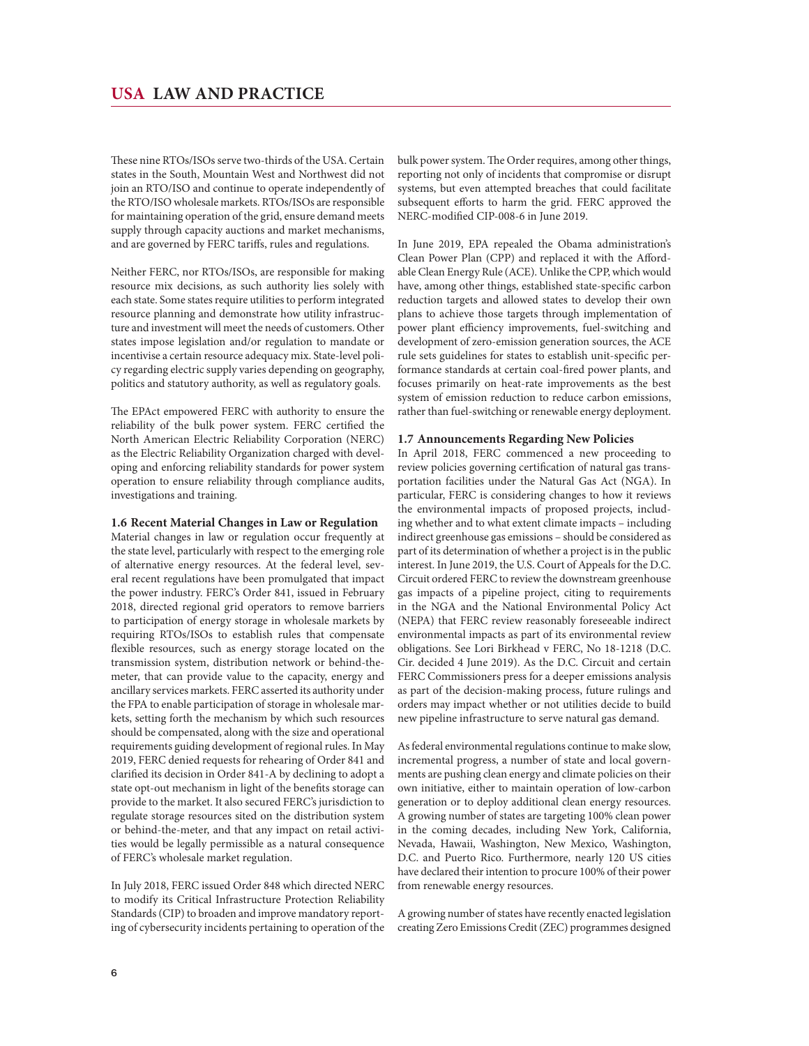These nine RTOs/ISOs serve two-thirds of the USA. Certain states in the South, Mountain West and Northwest did not join an RTO/ISO and continue to operate independently of the RTO/ISO wholesale markets. RTOs/ISOs are responsible for maintaining operation of the grid, ensure demand meets supply through capacity auctions and market mechanisms, and are governed by FERC tariffs, rules and regulations.

Neither FERC, nor RTOs/ISOs, are responsible for making resource mix decisions, as such authority lies solely with each state. Some states require utilities to perform integrated resource planning and demonstrate how utility infrastructure and investment will meet the needs of customers. Other states impose legislation and/or regulation to mandate or incentivise a certain resource adequacy mix. State-level policy regarding electric supply varies depending on geography, politics and statutory authority, as well as regulatory goals.

The EPAct empowered FERC with authority to ensure the reliability of the bulk power system. FERC certified the North American Electric Reliability Corporation (NERC) as the Electric Reliability Organization charged with developing and enforcing reliability standards for power system operation to ensure reliability through compliance audits, investigations and training.

### 1.6 Recent Material Changes in Law or Regulation

Material changes in law or regulation occur frequently at the state level, particularly with respect to the emerging role of alternative energy resources. At the federal level, several recent regulations have been promulgated that impact the power industry. FERC's Order 841, issued in February 2018, directed regional grid operators to remove barriers to participation of energy storage in wholesale markets by requiring RTOs/ISOs to establish rules that compensate flexible resources, such as energy storage located on the transmission system, distribution network or behind-the-meter, that can provide value to the capacity, energy and ancillary services markets. FERC asserted its authority under the FPA to enable participation of storage in wholesale markets, setting forth the mechanism by which such resources should be compensated, along with the size and operational requirements guiding development of regional rules. In May 2019, FERC denied requests for rehearing of Order 841 and clarified its decision in Order 841-A by declining to adopt a state opt-out mechanism in light of the benefits storage can provide to the market. It also secured FERC's jurisdiction to regulate storage resources sited on the distribution system or behind-the-meter, and that any impact on retail activities would be legally permissible as a natural consequence of FERC's wholesale market regulation.

In July 2018, FERC issued Order 848 which directed NERC to modify its Critical Infrastructure Protection Reliability Standards (CIP) to broaden and improve mandatory reporting of cybersecurity incidents pertaining to operation of the bulk power system. The Order requires, among other things, reporting not only of incidents that compromise or disrupt systems, but even attempted breaches that could facilitate subsequent efforts to harm the grid. FERC approved the NERC-modified CIP-008-6 in June 2019.

In June 2019, EPA repealed the Obama administration's Clean Power Plan (CPP) and replaced it with the Affordable Clean Energy Rule (ACE). Unlike the CPP, which would have, among other things, established state-specific carbon reduction targets and allowed states to develop their own plans to achieve those targets through implementation of power plant efficiency improvements, fuel-switching and development of zero-emission generation sources, the ACE rule sets guidelines for states to establish unit-specific performance standards at certain coal-fired power plants, and focuses primarily on heat-rate improvements as the best system of emission reduction to reduce carbon emissions, rather than fuel-switching or renewable energy deployment.

### 1.7 Announcements Regarding New Policies

In April 2018, FERC commenced a new proceeding to review policies governing certification of natural gas transportation facilities under the Natural Gas Act (NGA). In particular, FERC is considering changes to how it reviews the environmental impacts of proposed projects, including whether and to what extent climate impacts – including indirect greenhouse gas emissions – should be considered as part of its determination of whether a project is in the public interest. In June 2019, the U.S. Court of Appeals for the D.C. Circuit ordered FERC to review the downstream greenhouse gas impacts of a pipeline project, citing to requirements in the NGA and the National Environmental Policy Act (NEPA) that FERC review reasonably foreseeable indirect environmental impacts as part of its environmental review obligations. See Lori Birkhead v FERC, No 18-1218 (D.C. Cir. decided 4 June 2019). As the D.C. Circuit and certain FERC Commissioners press for a deeper emissions analysis as part of the decision-making process, future rulings and orders may impact whether or not utilities decide to build new pipeline infrastructure to serve natural gas demand.

As federal environmental regulations continue to make slow, incremental progress, a number of state and local governments are pushing clean energy and climate policies on their own initiative, either to maintain operation of low-carbon generation or to deploy additional clean energy resources. A growing number of states are targeting 100% clean power in the coming decades, including New York, California, Nevada, Hawaii, Washington, New Mexico, Washington, D.C. and Puerto Rico. Furthermore, nearly 120 US cities have declared their intention to procure 100% of their power from renewable energy resources.

A growing number of states have recently enacted legislation creating Zero Emissions Credit (ZEC) programmes designed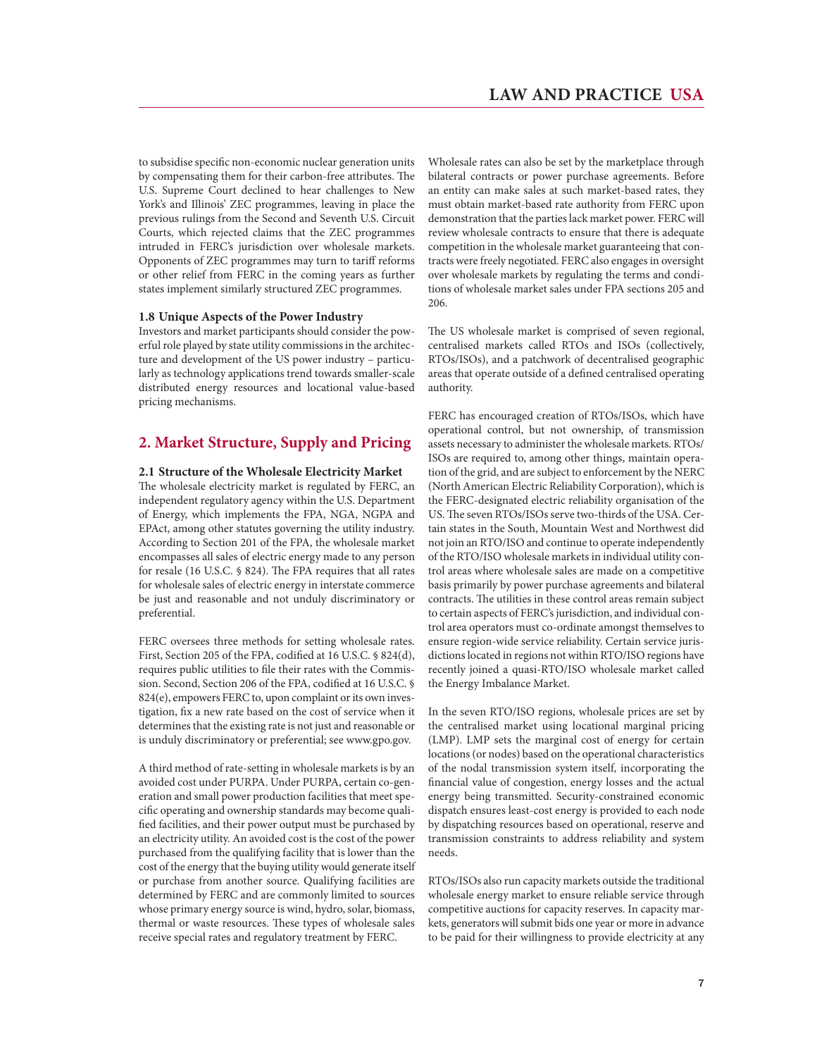to subsidise specific non-economic nuclear generation units by compensating them for their carbon-free attributes. The U.S. Supreme Court declined to hear challenges to New York's and Illinois' ZEC programmes, leaving in place the previous rulings from the Second and Seventh U.S. Circuit Courts, which rejected claims that the ZEC programmes intruded in FERC's jurisdiction over wholesale markets. Opponents of ZEC programmes may turn to tariff reforms or other relief from FERC in the coming years as further states implement similarly structured ZEC programmes.

### 1.8 Unique Aspects of the Power Industry

Investors and market participants should consider the powerful role played by state utility commissions in the architecture and development of the US power industry – particularly as technology applications trend towards smaller-scale distributed energy resources and locational value-based pricing mechanisms.

## 2. Market Structure, Supply and Pricing

### 2.1 Structure of the Wholesale Electricity Market

The wholesale electricity market is regulated by FERC, an independent regulatory agency within the U.S. Department of Energy, which implements the FPA, NGA, NGPA and EPAct, among other statutes governing the utility industry. According to Section 201 of the FPA, the wholesale market encompasses all sales of electric energy made to any person for resale (16 U.S.C. § 824). The FPA requires that all rates for wholesale sales of electric energy in interstate commerce be just and reasonable and not unduly discriminatory or preferential.

FERC oversees three methods for setting wholesale rates. First, Section 205 of the FPA, codified at 16 U.S.C. § 824(d), requires public utilities to file their rates with the Commission. Second, Section 206 of the FPA, codified at 16 U.S.C. § 824(e), empowers FERC to, upon complaint or its own investigation, fix a new rate based on the cost of service when it determines that the existing rate is not just and reasonable or is unduly discriminatory or preferential; see www.gpo.gov.

A third method of rate-setting in wholesale markets is by an avoided cost under PURPA. Under PURPA, certain co-generation and small power production facilities that meet specific operating and ownership standards may become qualified facilities, and their power output must be purchased by an electricity utility. An avoided cost is the cost of the power purchased from the qualifying facility that is lower than the cost of the energy that the buying utility would generate itself or purchase from another source. Qualifying facilities are determined by FERC and are commonly limited to sources whose primary energy source is wind, hydro, solar, biomass, thermal or waste resources. These types of wholesale sales receive special rates and regulatory treatment by FERC.

Wholesale rates can also be set by the marketplace through bilateral contracts or power purchase agreements. Before an entity can make sales at such market-based rates, they must obtain market-based rate authority from FERC upon demonstration that the parties lack market power. FERC will review wholesale contracts to ensure that there is adequate competition in the wholesale market guaranteeing that contracts were freely negotiated. FERC also engages in oversight over wholesale markets by regulating the terms and conditions of wholesale market sales under FPA sections 205 and 206.

The US wholesale market is comprised of seven regional, centralised markets called RTOs and ISOs (collectively, RTOs/ISOs), and a patchwork of decentralised geographic areas that operate outside of a defined centralised operating authority.

FERC has encouraged creation of RTOs/ISOs, which have operational control, but not ownership, of transmission assets necessary to administer the wholesale markets. RTOs/ISOs are required to, among other things, maintain operation of the grid, and are subject to enforcement by the NERC (North American Electric Reliability Corporation), which is the FERC-designated electric reliability organisation of the US. The seven RTOs/ISOs serve two-thirds of the USA. Certain states in the South, Mountain West and Northwest did not join an RTO/ISO and continue to operate independently of the RTO/ISO wholesale markets in individual utility control areas where wholesale sales are made on a competitive basis primarily by power purchase agreements and bilateral contracts. The utilities in these control areas remain subject to certain aspects of FERC's jurisdiction, and individual control area operators must co-ordinate amongst themselves to ensure region-wide service reliability. Certain service jurisdictions located in regions not within RTO/ISO regions have recently joined a quasi-RTO/ISO wholesale market called the Energy Imbalance Market.

In the seven RTO/ISO regions, wholesale prices are set by the centralised market using locational marginal pricing (LMP). LMP sets the marginal cost of energy for certain locations (or nodes) based on the operational characteristics of the nodal transmission system itself, incorporating the financial value of congestion, energy losses and the actual energy being transmitted. Security-constrained economic dispatch ensures least-cost energy is provided to each node by dispatching resources based on operational, reserve and transmission constraints to address reliability and system needs.

RTOs/ISOs also run capacity markets outside the traditional wholesale energy market to ensure reliable service through competitive auctions for capacity reserves. In capacity markets, generators will submit bids one year or more in advance to be paid for their willingness to provide electricity at any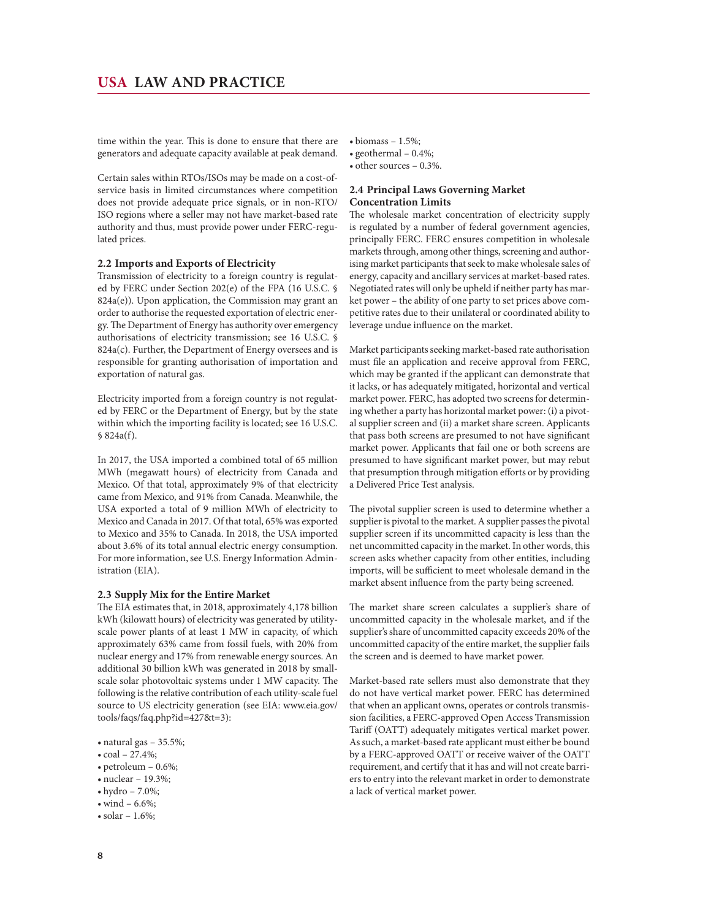time within the year. This is done to ensure that there are generators and adequate capacity available at peak demand.

Certain sales within RTOs/ISOs may be made on a cost-of-service basis in limited circumstances where competition does not provide adequate price signals, or in non-RTO/ISO regions where a seller may not have market-based rate authority and thus, must provide power under FERC-regulated prices.

### 2.2 Imports and Exports of Electricity

Transmission of electricity to a foreign country is regulated by FERC under Section 202(e) of the FPA (16 U.S.C. § 824a(e)). Upon application, the Commission may grant an order to authorise the requested exportation of electric energy. The Department of Energy has authority over emergency authorisations of electricity transmission; see 16 U.S.C. § 824a(c). Further, the Department of Energy oversees and is responsible for granting authorisation of importation and exportation of natural gas.

Electricity imported from a foreign country is not regulated by FERC or the Department of Energy, but by the state within which the importing facility is located; see 16 U.S.C. § 824a(f).

In 2017, the USA imported a combined total of 65 million MWh (megawatt hours) of electricity from Canada and Mexico. Of that total, approximately 9% of that electricity came from Mexico, and 91% from Canada. Meanwhile, the USA exported a total of 9 million MWh of electricity to Mexico and Canada in 2017. Of that total, 65% was exported to Mexico and 35% to Canada. In 2018, the USA imported about 3.6% of its total annual electric energy consumption. For more information, see U.S. Energy Information Administration (EIA).

### 2.3 Supply Mix for the Entire Market

The EIA estimates that, in 2018, approximately 4,178 billion kWh (kilowatt hours) of electricity was generated by utility-scale power plants of at least 1 MW in capacity, of which approximately 63% came from fossil fuels, with 20% from nuclear energy and 17% from renewable energy sources. An additional 30 billion kWh was generated in 2018 by small-scale solar photovoltaic systems under 1 MW capacity. The following is the relative contribution of each utility-scale fuel source to US electricity generation (see EIA: www.eia.gov/tools/faqs/faq.php?id=427&t=3):

- natural gas – 35.5%;
- coal – 27.4%;
- petroleum – 0.6%;
- nuclear – 19.3%;
- hydro – 7.0%;
- wind – 6.6%;
- solar – 1.6%;
- biomass – 1.5%;
- geothermal – 0.4%;
- other sources – 0.3%.

### 2.4 Principal Laws Governing Market Concentration Limits

The wholesale market concentration of electricity supply is regulated by a number of federal government agencies, principally FERC. FERC ensures competition in wholesale markets through, among other things, screening and authorising market participants that seek to make wholesale sales of energy, capacity and ancillary services at market-based rates. Negotiated rates will only be upheld if neither party has market power – the ability of one party to set prices above competitive rates due to their unilateral or coordinated ability to leverage undue influence on the market.

Market participants seeking market-based rate authorisation must file an application and receive approval from FERC, which may be granted if the applicant can demonstrate that it lacks, or has adequately mitigated, horizontal and vertical market power. FERC, has adopted two screens for determining whether a party has horizontal market power: (i) a pivotal supplier screen and (ii) a market share screen. Applicants that pass both screens are presumed to not have significant market power. Applicants that fail one or both screens are presumed to have significant market power, but may rebut that presumption through mitigation efforts or by providing a Delivered Price Test analysis.

The pivotal supplier screen is used to determine whether a supplier is pivotal to the market. A supplier passes the pivotal supplier screen if its uncommitted capacity is less than the net uncommitted capacity in the market. In other words, this screen asks whether capacity from other entities, including imports, will be sufficient to meet wholesale demand in the market absent influence from the party being screened.

The market share screen calculates a supplier's share of uncommitted capacity in the wholesale market, and if the supplier's share of uncommitted capacity exceeds 20% of the uncommitted capacity of the entire market, the supplier fails the screen and is deemed to have market power.

Market-based rate sellers must also demonstrate that they do not have vertical market power. FERC has determined that when an applicant owns, operates or controls transmission facilities, a FERC-approved Open Access Transmission Tariff (OATT) adequately mitigates vertical market power. As such, a market-based rate applicant must either be bound by a FERC-approved OATT or receive waiver of the OATT requirement, and certify that it has and will not create barriers to entry into the relevant market in order to demonstrate a lack of vertical market power.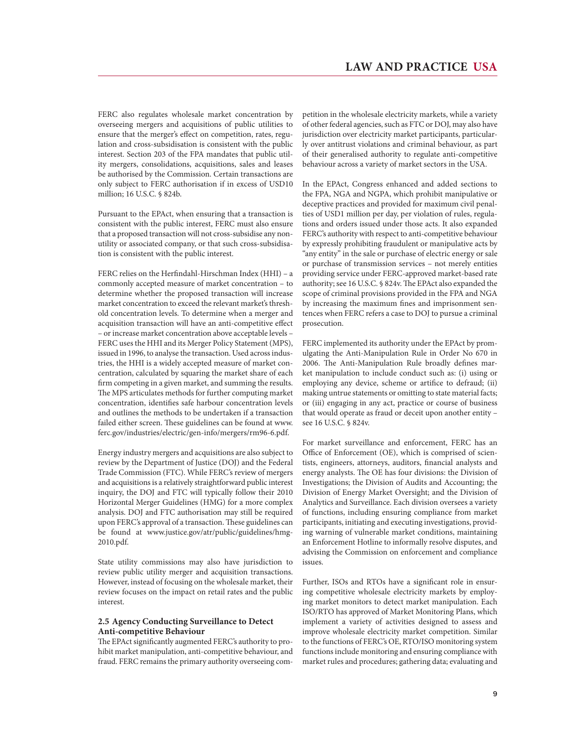FERC also regulates wholesale market concentration by overseeing mergers and acquisitions of public utilities to ensure that the merger's effect on competition, rates, regulation and cross-subsidisation is consistent with the public interest. Section 203 of the FPA mandates that public utility mergers, consolidations, acquisitions, sales and leases be authorised by the Commission. Certain transactions are only subject to FERC authorisation if in excess of USD10 million; 16 U.S.C. § 824b.

Pursuant to the EPAct, when ensuring that a transaction is consistent with the public interest, FERC must also ensure that a proposed transaction will not cross-subsidise any non-utility or associated company, or that such cross-subsidisation is consistent with the public interest.

FERC relies on the Herfindahl-Hirschman Index (HHI) – a commonly accepted measure of market concentration – to determine whether the proposed transaction will increase market concentration to exceed the relevant market's threshold concentration levels. To determine when a merger and acquisition transaction will have an anti-competitive effect – or increase market concentration above acceptable levels – FERC uses the HHI and its Merger Policy Statement (MPS), issued in 1996, to analyse the transaction. Used across industries, the HHI is a widely accepted measure of market concentration, calculated by squaring the market share of each firm competing in a given market, and summing the results. The MPS articulates methods for further computing market concentration, identifies safe harbour concentration levels and outlines the methods to be undertaken if a transaction failed either screen. These guidelines can be found at www.ferc.gov/industries/electric/gen-info/mergers/rm96-6.pdf.

Energy industry mergers and acquisitions are also subject to review by the Department of Justice (DOJ) and the Federal Trade Commission (FTC). While FERC's review of mergers and acquisitions is a relatively straightforward public interest inquiry, the DOJ and FTC will typically follow their 2010 Horizontal Merger Guidelines (HMG) for a more complex analysis. DOJ and FTC authorisation may still be required upon FERC's approval of a transaction. These guidelines can be found at www.justice.gov/atr/public/guidelines/hmg-2010.pdf.

State utility commissions may also have jurisdiction to review public utility merger and acquisition transactions. However, instead of focusing on the wholesale market, their review focuses on the impact on retail rates and the public interest.

### 2.5 Agency Conducting Surveillance to Detect Anti-competitive Behaviour

The EPAct significantly augmented FERC's authority to prohibit market manipulation, anti-competitive behaviour, and fraud. FERC remains the primary authority overseeing competition in the wholesale electricity markets, while a variety of other federal agencies, such as FTC or DOJ, may also have jurisdiction over electricity market participants, particularly over antitrust violations and criminal behaviour, as part of their generalised authority to regulate anti-competitive behaviour across a variety of market sectors in the USA.

In the EPAct, Congress enhanced and added sections to the FPA, NGA and NGPA, which prohibit manipulative or deceptive practices and provided for maximum civil penalties of USD1 million per day, per violation of rules, regulations and orders issued under those acts. It also expanded FERC's authority with respect to anti-competitive behaviour by expressly prohibiting fraudulent or manipulative acts by "any entity" in the sale or purchase of electric energy or sale or purchase of transmission services – not merely entities providing service under FERC-approved market-based rate authority; see 16 U.S.C. § 824v. The EPAct also expanded the scope of criminal provisions provided in the FPA and NGA by increasing the maximum fines and imprisonment sentences when FERC refers a case to DOJ to pursue a criminal prosecution.

FERC implemented its authority under the EPAct by promulgating the Anti-Manipulation Rule in Order No 670 in 2006. The Anti-Manipulation Rule broadly defines market manipulation to include conduct such as: (i) using or employing any device, scheme or artifice to defraud; (ii) making untrue statements or omitting to state material facts; or (iii) engaging in any act, practice or course of business that would operate as fraud or deceit upon another entity – see 16 U.S.C. § 824v.

For market surveillance and enforcement, FERC has an Office of Enforcement (OE), which is comprised of scientists, engineers, attorneys, auditors, financial analysts and energy analysts. The OE has four divisions: the Division of Investigations; the Division of Audits and Accounting; the Division of Energy Market Oversight; and the Division of Analytics and Surveillance. Each division oversees a variety of functions, including ensuring compliance from market participants, initiating and executing investigations, providing warning of vulnerable market conditions, maintaining an Enforcement Hotline to informally resolve disputes, and advising the Commission on enforcement and compliance issues.

Further, ISOs and RTOs have a significant role in ensuring competitive wholesale electricity markets by employing market monitors to detect market manipulation. Each ISO/RTO has approved of Market Monitoring Plans, which implement a variety of activities designed to assess and improve wholesale electricity market competition. Similar to the functions of FERC's OE, RTO/ISO monitoring system functions include monitoring and ensuring compliance with market rules and procedures; gathering data; evaluating and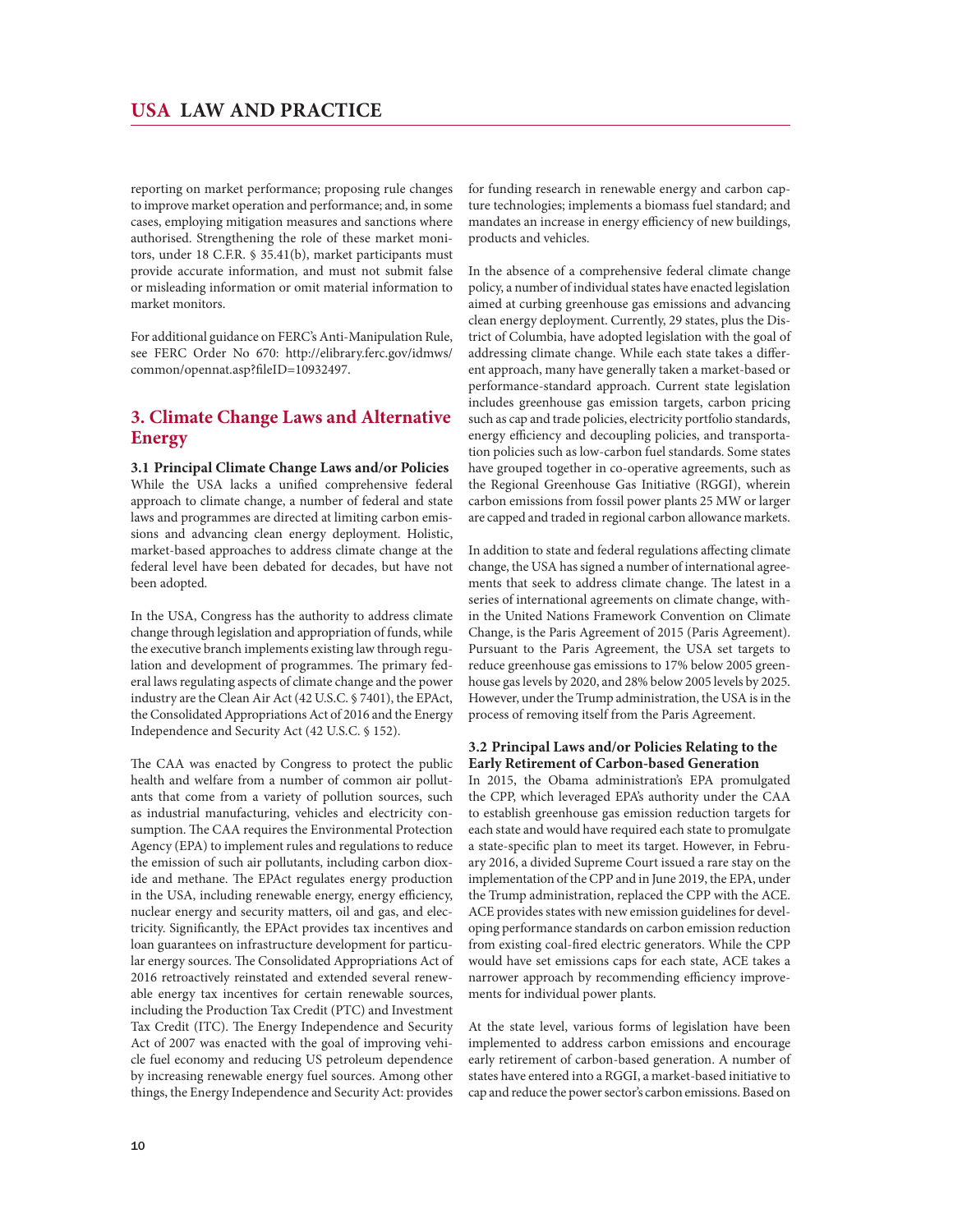reporting on market performance; proposing rule changes to improve market operation and performance; and, in some cases, employing mitigation measures and sanctions where authorised. Strengthening the role of these market monitors, under 18 C.F.R. § 35.41(b), market participants must provide accurate information, and must not submit false or misleading information or omit material information to market monitors.

For additional guidance on FERC's Anti-Manipulation Rule, see FERC Order No 670: http://elibrary.ferc.gov/idmws/common/opennat.asp?fileID=10932497.

## 3. Climate Change Laws and Alternative Energy

### 3.1 Principal Climate Change Laws and/or Policies

While the USA lacks a unified comprehensive federal approach to climate change, a number of federal and state laws and programmes are directed at limiting carbon emissions and advancing clean energy deployment. Holistic, market-based approaches to address climate change at the federal level have been debated for decades, but have not been adopted.

In the USA, Congress has the authority to address climate change through legislation and appropriation of funds, while the executive branch implements existing law through regulation and development of programmes. The primary federal laws regulating aspects of climate change and the power industry are the Clean Air Act (42 U.S.C. § 7401), the EPAct, the Consolidated Appropriations Act of 2016 and the Energy Independence and Security Act (42 U.S.C. § 152).

The CAA was enacted by Congress to protect the public health and welfare from a number of common air pollutants that come from a variety of pollution sources, such as industrial manufacturing, vehicles and electricity consumption. The CAA requires the Environmental Protection Agency (EPA) to implement rules and regulations to reduce the emission of such air pollutants, including carbon dioxide and methane. The EPAct regulates energy production in the USA, including renewable energy, energy efficiency, nuclear energy and security matters, oil and gas, and electricity. Significantly, the EPAct provides tax incentives and loan guarantees on infrastructure development for particular energy sources. The Consolidated Appropriations Act of 2016 retroactively reinstated and extended several renewable energy tax incentives for certain renewable sources, including the Production Tax Credit (PTC) and Investment Tax Credit (ITC). The Energy Independence and Security Act of 2007 was enacted with the goal of improving vehicle fuel economy and reducing US petroleum dependence by increasing renewable energy fuel sources. Among other things, the Energy Independence and Security Act: provides for funding research in renewable energy and carbon capture technologies; implements a biomass fuel standard; and mandates an increase in energy efficiency of new buildings, products and vehicles.

In the absence of a comprehensive federal climate change policy, a number of individual states have enacted legislation aimed at curbing greenhouse gas emissions and advancing clean energy deployment. Currently, 29 states, plus the District of Columbia, have adopted legislation with the goal of addressing climate change. While each state takes a different approach, many have generally taken a market-based or performance-standard approach. Current state legislation includes greenhouse gas emission targets, carbon pricing such as cap and trade policies, electricity portfolio standards, energy efficiency and decoupling policies, and transportation policies such as low-carbon fuel standards. Some states have grouped together in co-operative agreements, such as the Regional Greenhouse Gas Initiative (RGGI), wherein carbon emissions from fossil power plants 25 MW or larger are capped and traded in regional carbon allowance markets.

In addition to state and federal regulations affecting climate change, the USA has signed a number of international agreements that seek to address climate change. The latest in a series of international agreements on climate change, within the United Nations Framework Convention on Climate Change, is the Paris Agreement of 2015 (Paris Agreement). Pursuant to the Paris Agreement, the USA set targets to reduce greenhouse gas emissions to 17% below 2005 greenhouse gas levels by 2020, and 28% below 2005 levels by 2025. However, under the Trump administration, the USA is in the process of removing itself from the Paris Agreement.

### 3.2 Principal Laws and/or Policies Relating to the Early Retirement of Carbon-based Generation

In 2015, the Obama administration's EPA promulgated the CPP, which leveraged EPA's authority under the CAA to establish greenhouse gas emission reduction targets for each state and would have required each state to promulgate a state-specific plan to meet its target. However, in February 2016, a divided Supreme Court issued a rare stay on the implementation of the CPP and in June 2019, the EPA, under the Trump administration, replaced the CPP with the ACE. ACE provides states with new emission guidelines for developing performance standards on carbon emission reduction from existing coal-fired electric generators. While the CPP would have set emissions caps for each state, ACE takes a narrower approach by recommending efficiency improvements for individual power plants.

At the state level, various forms of legislation have been implemented to address carbon emissions and encourage early retirement of carbon-based generation. A number of states have entered into a RGGI, a market-based initiative to cap and reduce the power sector's carbon emissions. Based on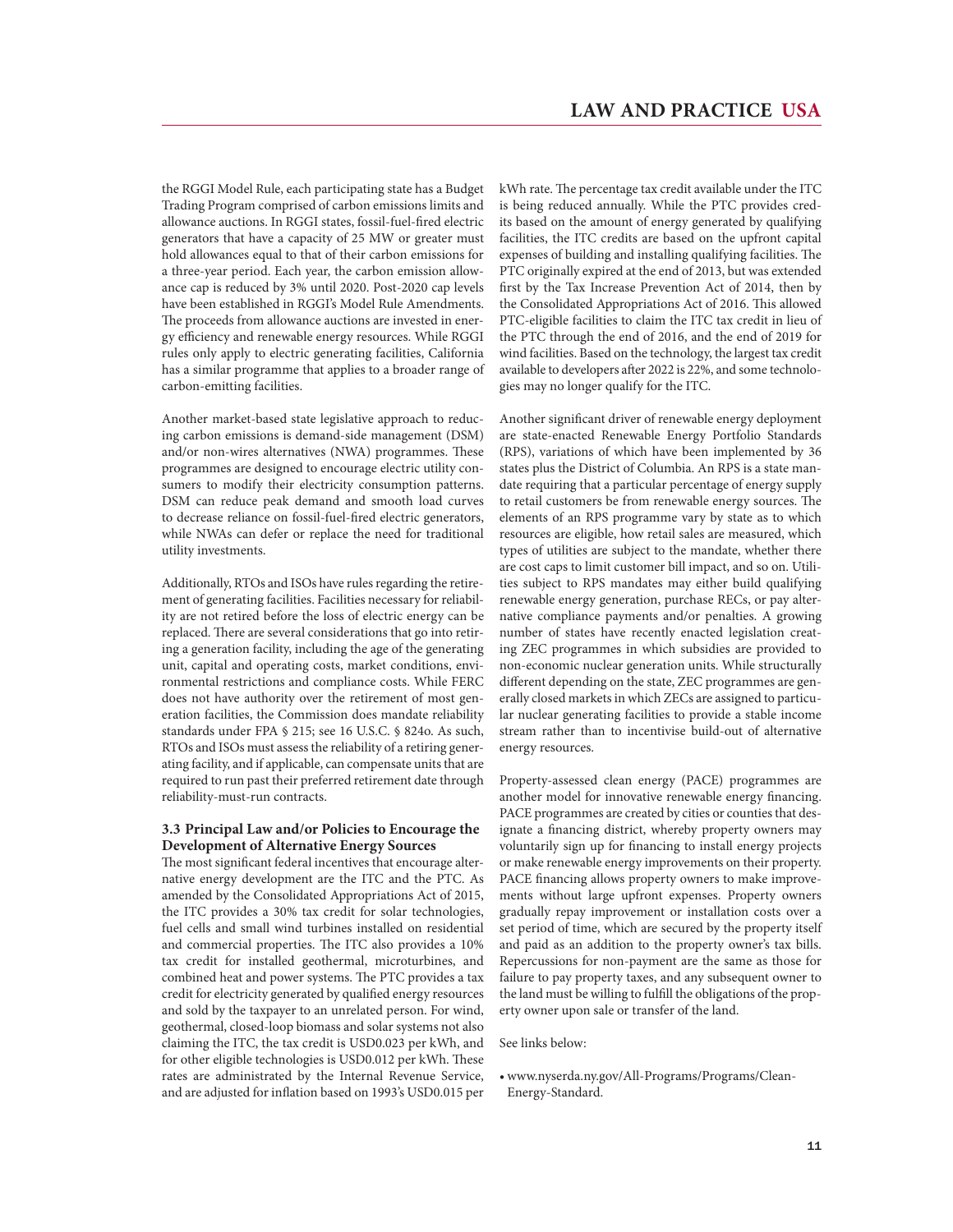the RGGI Model Rule, each participating state has a Budget Trading Program comprised of carbon emissions limits and allowance auctions. In RGGI states, fossil-fuel-fired electric generators that have a capacity of 25 MW or greater must hold allowances equal to that of their carbon emissions for a three-year period. Each year, the carbon emission allowance cap is reduced by 3% until 2020. Post-2020 cap levels have been established in RGGI's Model Rule Amendments. The proceeds from allowance auctions are invested in energy efficiency and renewable energy resources. While RGGI rules only apply to electric generating facilities, California has a similar programme that applies to a broader range of carbon-emitting facilities.

Another market-based state legislative approach to reducing carbon emissions is demand-side management (DSM) and/or non-wires alternatives (NWA) programmes. These programmes are designed to encourage electric utility consumers to modify their electricity consumption patterns. DSM can reduce peak demand and smooth load curves to decrease reliance on fossil-fuel-fired electric generators, while NWAs can defer or replace the need for traditional utility investments.

Additionally, RTOs and ISOs have rules regarding the retirement of generating facilities. Facilities necessary for reliability are not retired before the loss of electric energy can be replaced. There are several considerations that go into retiring a generation facility, including the age of the generating unit, capital and operating costs, market conditions, environmental restrictions and compliance costs. While FERC does not have authority over the retirement of most generation facilities, the Commission does mandate reliability standards under FPA § 215; see 16 U.S.C. § 824o. As such, RTOs and ISOs must assess the reliability of a retiring generating facility, and if applicable, can compensate units that are required to run past their preferred retirement date through reliability-must-run contracts.

### 3.3 Principal Law and/or Policies to Encourage the Development of Alternative Energy Sources

The most significant federal incentives that encourage alternative energy development are the ITC and the PTC. As amended by the Consolidated Appropriations Act of 2015, the ITC provides a 30% tax credit for solar technologies, fuel cells and small wind turbines installed on residential and commercial properties. The ITC also provides a 10% tax credit for installed geothermal, microturbines, and combined heat and power systems. The PTC provides a tax credit for electricity generated by qualified energy resources and sold by the taxpayer to an unrelated person. For wind, geothermal, closed-loop biomass and solar systems not also claiming the ITC, the tax credit is USD0.023 per kWh, and for other eligible technologies is USD0.012 per kWh. These rates are administrated by the Internal Revenue Service, and are adjusted for inflation based on 1993's USD0.015 per kWh rate. The percentage tax credit available under the ITC is being reduced annually. While the PTC provides credits based on the amount of energy generated by qualifying facilities, the ITC credits are based on the upfront capital expenses of building and installing qualifying facilities. The PTC originally expired at the end of 2013, but was extended first by the Tax Increase Prevention Act of 2014, then by the Consolidated Appropriations Act of 2016. This allowed PTC-eligible facilities to claim the ITC tax credit in lieu of the PTC through the end of 2016, and the end of 2019 for wind facilities. Based on the technology, the largest tax credit available to developers after 2022 is 22%, and some technologies may no longer qualify for the ITC.

Another significant driver of renewable energy deployment are state-enacted Renewable Energy Portfolio Standards (RPS), variations of which have been implemented by 36 states plus the District of Columbia. An RPS is a state mandate requiring that a particular percentage of energy supply to retail customers be from renewable energy sources. The elements of an RPS programme vary by state as to which resources are eligible, how retail sales are measured, which types of utilities are subject to the mandate, whether there are cost caps to limit customer bill impact, and so on. Utilities subject to RPS mandates may either build qualifying renewable energy generation, purchase RECs, or pay alternative compliance payments and/or penalties. A growing number of states have recently enacted legislation creating ZEC programmes in which subsidies are provided to non-economic nuclear generation units. While structurally different depending on the state, ZEC programmes are generally closed markets in which ZECs are assigned to particular nuclear generating facilities to provide a stable income stream rather than to incentivise build-out of alternative energy resources.

Property-assessed clean energy (PACE) programmes are another model for innovative renewable energy financing. PACE programmes are created by cities or counties that designate a financing district, whereby property owners may voluntarily sign up for financing to install energy projects or make renewable energy improvements on their property. PACE financing allows property owners to make improvements without large upfront expenses. Property owners gradually repay improvement or installation costs over a set period of time, which are secured by the property itself and paid as an addition to the property owner's tax bills. Repercussions for non-payment are the same as those for failure to pay property taxes, and any subsequent owner to the land must be willing to fulfill the obligations of the property owner upon sale or transfer of the land.

See links below:

- www.nyserda.ny.gov/All-Programs/Programs/Clean-Energy-Standard.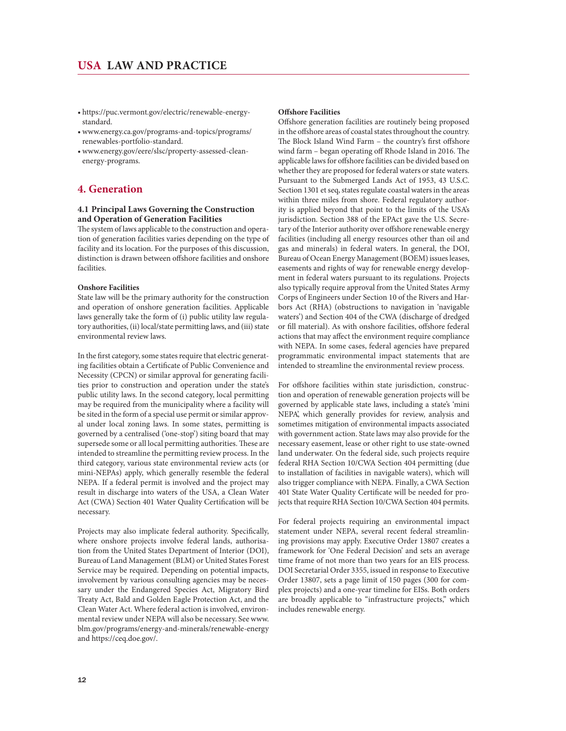- https://puc.vermont.gov/electric/renewable-energy-standard.
- www.energy.ca.gov/programs-and-topics/programs/renewables-portfolio-standard.
- www.energy.gov/eere/slsc/property-assessed-clean-energy-programs.

## 4. Generation

### 4.1 Principal Laws Governing the Construction and Operation of Generation Facilities

The system of laws applicable to the construction and operation of generation facilities varies depending on the type of facility and its location. For the purposes of this discussion, distinction is drawn between offshore facilities and onshore facilities.

**Onshore Facilities**

State law will be the primary authority for the construction and operation of onshore generation facilities. Applicable laws generally take the form of (i) public utility law regulatory authorities, (ii) local/state permitting laws, and (iii) state environmental review laws.

In the first category, some states require that electric generating facilities obtain a Certificate of Public Convenience and Necessity (CPCN) or similar approval for generating facilities prior to construction and operation under the state's public utility laws. In the second category, local permitting may be required from the municipality where a facility will be sited in the form of a special use permit or similar approval under local zoning laws. In some states, permitting is governed by a centralised ('one-stop') siting board that may supersede some or all local permitting authorities. These are intended to streamline the permitting review process. In the third category, various state environmental review acts (or mini-NEPAs) apply, which generally resemble the federal NEPA. If a federal permit is involved and the project may result in discharge into waters of the USA, a Clean Water Act (CWA) Section 401 Water Quality Certification will be necessary.

Projects may also implicate federal authority. Specifically, where onshore projects involve federal lands, authorisation from the United States Department of Interior (DOI), Bureau of Land Management (BLM) or United States Forest Service may be required. Depending on potential impacts, involvement by various consulting agencies may be necessary under the Endangered Species Act, Migratory Bird Treaty Act, Bald and Golden Eagle Protection Act, and the Clean Water Act. Where federal action is involved, environmental review under NEPA will also be necessary. See www.blm.gov/programs/energy-and-minerals/renewable-energy and https://ceq.doe.gov/.

**Offshore Facilities**

Offshore generation facilities are routinely being proposed in the offshore areas of coastal states throughout the country. The Block Island Wind Farm – the country's first offshore wind farm – began operating off Rhode Island in 2016. The applicable laws for offshore facilities can be divided based on whether they are proposed for federal waters or state waters. Pursuant to the Submerged Lands Act of 1953, 43 U.S.C. Section 1301 et seq, states regulate coastal waters in the areas within three miles from shore. Federal regulatory authority is applied beyond that point to the limits of the USA's jurisdiction. Section 388 of the EPAct gave the U.S. Secretary of the Interior authority over offshore renewable energy facilities (including all energy resources other than oil and gas and minerals) in federal waters. In general, the DOI, Bureau of Ocean Energy Management (BOEM) issues leases, easements and rights of way for renewable energy development in federal waters pursuant to its regulations. Projects also typically require approval from the United States Army Corps of Engineers under Section 10 of the Rivers and Harbors Act (RHA) (obstructions to navigation in 'navigable waters') and Section 404 of the CWA (discharge of dredged or fill material). As with onshore facilities, offshore federal actions that may affect the environment require compliance with NEPA. In some cases, federal agencies have prepared programmatic environmental impact statements that are intended to streamline the environmental review process.

For offshore facilities within state jurisdiction, construction and operation of renewable generation projects will be governed by applicable state laws, including a state's 'mini NEPA', which generally provides for review, analysis and sometimes mitigation of environmental impacts associated with government action. State laws may also provide for the necessary easement, lease or other right to use state-owned land underwater. On the federal side, such projects require federal RHA Section 10/CWA Section 404 permitting (due to installation of facilities in navigable waters), which will also trigger compliance with NEPA. Finally, a CWA Section 401 State Water Quality Certificate will be needed for projects that require RHA Section 10/CWA Section 404 permits.

For federal projects requiring an environmental impact statement under NEPA, several recent federal streamlining provisions may apply. Executive Order 13807 creates a framework for 'One Federal Decision' and sets an average time frame of not more than two years for an EIS process. DOI Secretarial Order 3355, issued in response to Executive Order 13807, sets a page limit of 150 pages (300 for complex projects) and a one-year timeline for EISs. Both orders are broadly applicable to "infrastructure projects," which includes renewable energy.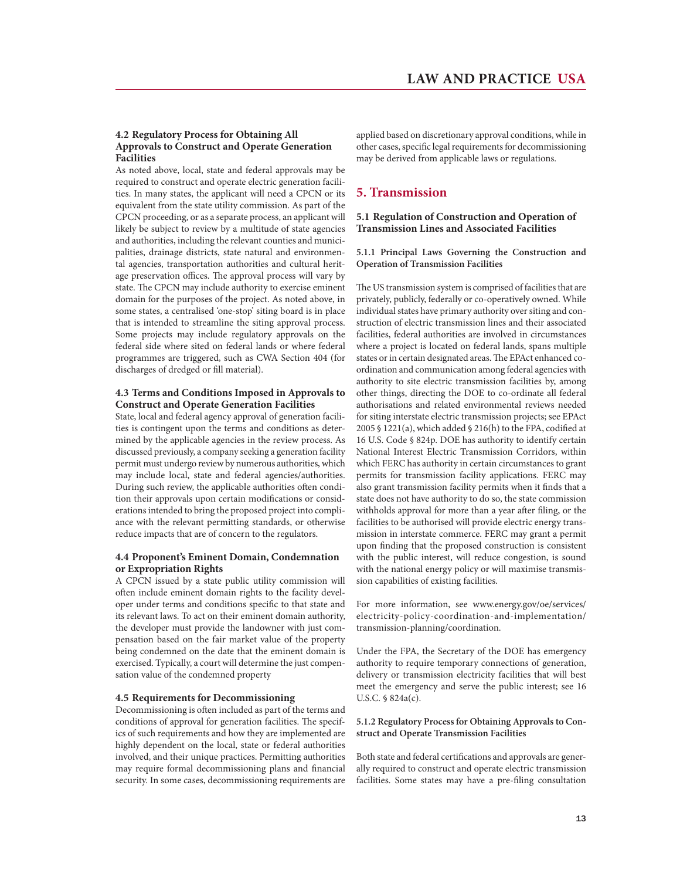### 4.2 Regulatory Process for Obtaining All Approvals to Construct and Operate Generation Facilities

As noted above, local, state and federal approvals may be required to construct and operate electric generation facilities. In many states, the applicant will need a CPCN or its equivalent from the state utility commission. As part of the CPCN proceeding, or as a separate process, an applicant will likely be subject to review by a multitude of state agencies and authorities, including the relevant counties and municipalities, drainage districts, state natural and environmental agencies, transportation authorities and cultural heritage preservation offices. The approval process will vary by state. The CPCN may include authority to exercise eminent domain for the purposes of the project. As noted above, in some states, a centralised 'one-stop' siting board is in place that is intended to streamline the siting approval process. Some projects may include regulatory approvals on the federal side where sited on federal lands or where federal programmes are triggered, such as CWA Section 404 (for discharges of dredged or fill material).

### 4.3 Terms and Conditions Imposed in Approvals to Construct and Operate Generation Facilities

State, local and federal agency approval of generation facilities is contingent upon the terms and conditions as determined by the applicable agencies in the review process. As discussed previously, a company seeking a generation facility permit must undergo review by numerous authorities, which may include local, state and federal agencies/authorities. During such review, the applicable authorities often condition their approvals upon certain modifications or considerations intended to bring the proposed project into compliance with the relevant permitting standards, or otherwise reduce impacts that are of concern to the regulators.

### 4.4 Proponent's Eminent Domain, Condemnation or Expropriation Rights

A CPCN issued by a state public utility commission will often include eminent domain rights to the facility developer under terms and conditions specific to that state and its relevant laws. To act on their eminent domain authority, the developer must provide the landowner with just compensation based on the fair market value of the property being condemned on the date that the eminent domain is exercised. Typically, a court will determine the just compensation value of the condemned property

### 4.5 Requirements for Decommissioning

Decommissioning is often included as part of the terms and conditions of approval for generation facilities. The specifics of such requirements and how they are implemented are highly dependent on the local, state or federal authorities involved, and their unique practices. Permitting authorities may require formal decommissioning plans and financial security. In some cases, decommissioning requirements are applied based on discretionary approval conditions, while in other cases, specific legal requirements for decommissioning may be derived from applicable laws or regulations.

## 5. Transmission

### 5.1 Regulation of Construction and Operation of Transmission Lines and Associated Facilities

#### 5.1.1 Principal Laws Governing the Construction and Operation of Transmission Facilities

The US transmission system is comprised of facilities that are privately, publicly, federally or co-operatively owned. While individual states have primary authority over siting and construction of electric transmission lines and their associated facilities, federal authorities are involved in circumstances where a project is located on federal lands, spans multiple states or in certain designated areas. The EPAct enhanced co-ordination and communication among federal agencies with authority to site electric transmission facilities by, among other things, directing the DOE to co-ordinate all federal authorisations and related environmental reviews needed for siting interstate electric transmission projects; see EPAct 2005 § 1221(a), which added § 216(h) to the FPA, codified at 16 U.S. Code § 824p. DOE has authority to identify certain National Interest Electric Transmission Corridors, within which FERC has authority in certain circumstances to grant permits for transmission facility applications. FERC may also grant transmission facility permits when it finds that a state does not have authority to do so, the state commission withholds approval for more than a year after filing, or the facilities to be authorised will provide electric energy transmission in interstate commerce. FERC may grant a permit upon finding that the proposed construction is consistent with the public interest, will reduce congestion, is sound with the national energy policy or will maximise transmission capabilities of existing facilities.

For more information, see www.energy.gov/oe/services/electricity-policy-coordination-and-implementation/transmission-planning/coordination.

Under the FPA, the Secretary of the DOE has emergency authority to require temporary connections of generation, delivery or transmission electricity facilities that will best meet the emergency and serve the public interest; see 16 U.S.C. § 824a(c).

#### 5.1.2 Regulatory Process for Obtaining Approvals to Construct and Operate Transmission Facilities

Both state and federal certifications and approvals are generally required to construct and operate electric transmission facilities. Some states may have a pre-filing consultation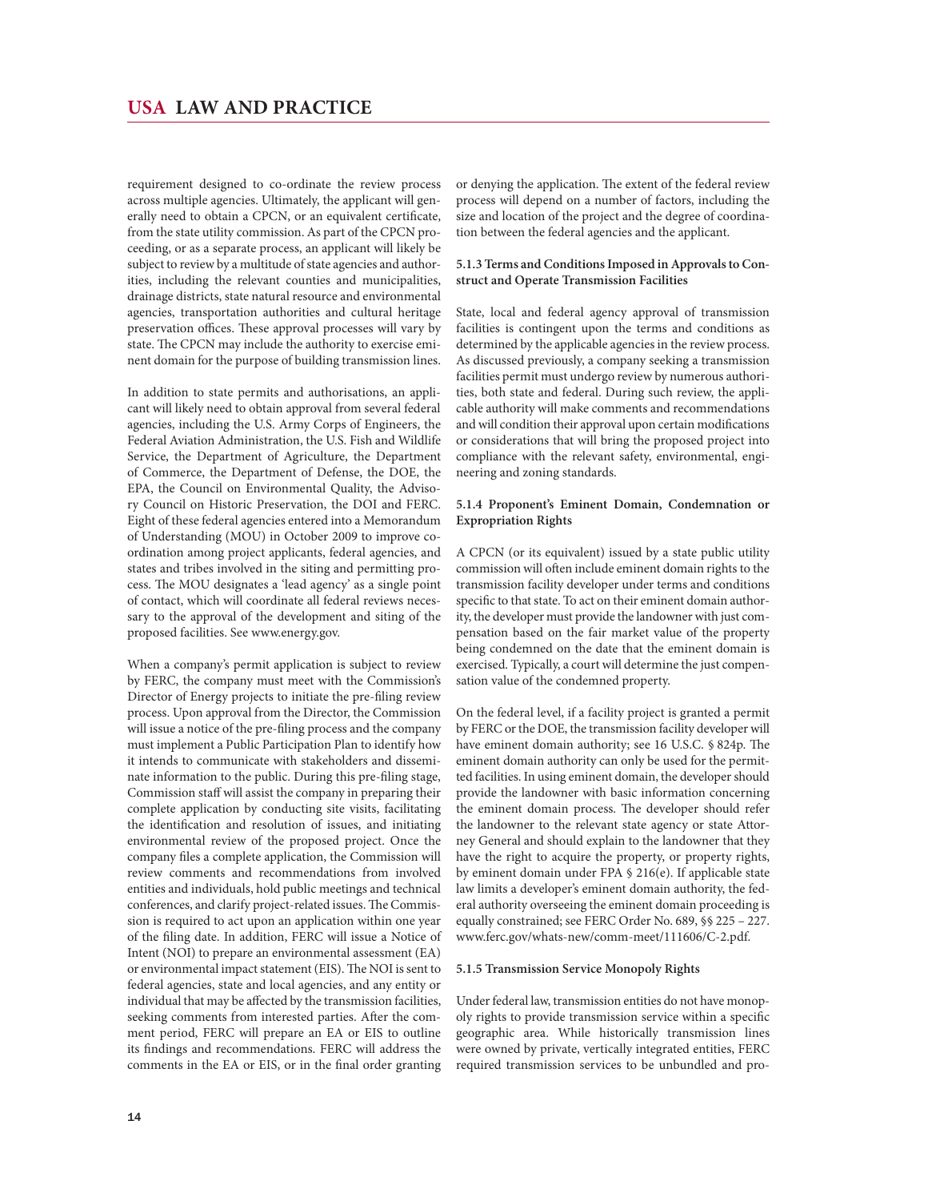requirement designed to co-ordinate the review process across multiple agencies. Ultimately, the applicant will generally need to obtain a CPCN, or an equivalent certificate, from the state utility commission. As part of the CPCN proceeding, or as a separate process, an applicant will likely be subject to review by a multitude of state agencies and authorities, including the relevant counties and municipalities, drainage districts, state natural resource and environmental agencies, transportation authorities and cultural heritage preservation offices. These approval processes will vary by state. The CPCN may include the authority to exercise eminent domain for the purpose of building transmission lines.

In addition to state permits and authorisations, an applicant will likely need to obtain approval from several federal agencies, including the U.S. Army Corps of Engineers, the Federal Aviation Administration, the U.S. Fish and Wildlife Service, the Department of Agriculture, the Department of Commerce, the Department of Defense, the DOE, the EPA, the Council on Environmental Quality, the Advisory Council on Historic Preservation, the DOI and FERC. Eight of these federal agencies entered into a Memorandum of Understanding (MOU) in October 2009 to improve co-ordination among project applicants, federal agencies, and states and tribes involved in the siting and permitting process. The MOU designates a 'lead agency' as a single point of contact, which will coordinate all federal reviews necessary to the approval of the development and siting of the proposed facilities. See www.energy.gov.

When a company's permit application is subject to review by FERC, the company must meet with the Commission's Director of Energy projects to initiate the pre-filing review process. Upon approval from the Director, the Commission will issue a notice of the pre-filing process and the company must implement a Public Participation Plan to identify how it intends to communicate with stakeholders and disseminate information to the public. During this pre-filing stage, Commission staff will assist the company in preparing their complete application by conducting site visits, facilitating the identification and resolution of issues, and initiating environmental review of the proposed project. Once the company files a complete application, the Commission will review comments and recommendations from involved entities and individuals, hold public meetings and technical conferences, and clarify project-related issues. The Commission is required to act upon an application within one year of the filing date. In addition, FERC will issue a Notice of Intent (NOI) to prepare an environmental assessment (EA) or environmental impact statement (EIS). The NOI is sent to federal agencies, state and local agencies, and any entity or individual that may be affected by the transmission facilities, seeking comments from interested parties. After the comment period, FERC will prepare an EA or EIS to outline its findings and recommendations. FERC will address the comments in the EA or EIS, or in the final order granting or denying the application. The extent of the federal review process will depend on a number of factors, including the size and location of the project and the degree of coordination between the federal agencies and the applicant.

#### 5.1.3 Terms and Conditions Imposed in Approvals to Construct and Operate Transmission Facilities

State, local and federal agency approval of transmission facilities is contingent upon the terms and conditions as determined by the applicable agencies in the review process. As discussed previously, a company seeking a transmission facilities permit must undergo review by numerous authorities, both state and federal. During such review, the applicable authority will make comments and recommendations and will condition their approval upon certain modifications or considerations that will bring the proposed project into compliance with the relevant safety, environmental, engineering and zoning standards.

#### 5.1.4 Proponent's Eminent Domain, Condemnation or Expropriation Rights

A CPCN (or its equivalent) issued by a state public utility commission will often include eminent domain rights to the transmission facility developer under terms and conditions specific to that state. To act on their eminent domain authority, the developer must provide the landowner with just compensation based on the fair market value of the property being condemned on the date that the eminent domain is exercised. Typically, a court will determine the just compensation value of the condemned property.

On the federal level, if a facility project is granted a permit by FERC or the DOE, the transmission facility developer will have eminent domain authority; see 16 U.S.C. § 824p. The eminent domain authority can only be used for the permitted facilities. In using eminent domain, the developer should provide the landowner with basic information concerning the eminent domain process. The developer should refer the landowner to the relevant state agency or state Attorney General and should explain to the landowner that they have the right to acquire the property, or property rights, by eminent domain under FPA § 216(e). If applicable state law limits a developer's eminent domain authority, the federal authority overseeing the eminent domain proceeding is equally constrained; see FERC Order No. 689, §§ 225 – 227. www.ferc.gov/whats-new/comm-meet/111606/C-2.pdf.

#### 5.1.5 Transmission Service Monopoly Rights

Under federal law, transmission entities do not have monopoly rights to provide transmission service within a specific geographic area. While historically transmission lines were owned by private, vertically integrated entities, FERC required transmission services to be unbundled and pro-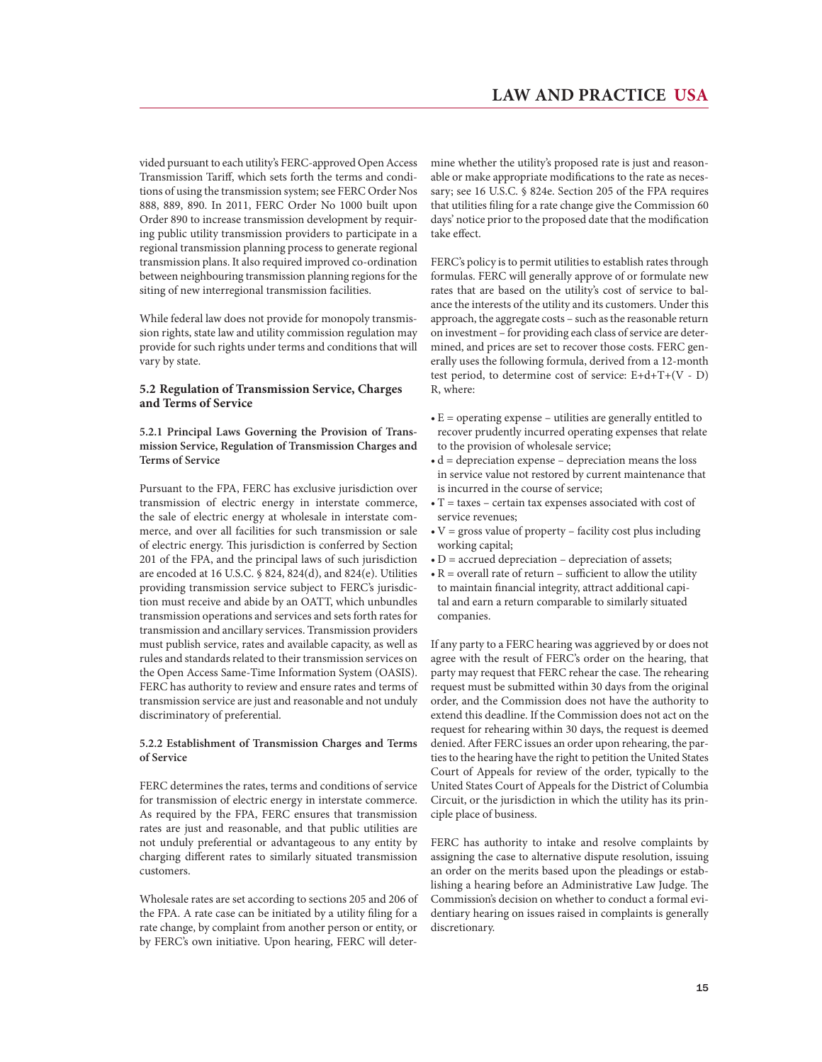vided pursuant to each utility's FERC-approved Open Access Transmission Tariff, which sets forth the terms and conditions of using the transmission system; see FERC Order Nos 888, 889, 890. In 2011, FERC Order No 1000 built upon Order 890 to increase transmission development by requiring public utility transmission providers to participate in a regional transmission planning process to generate regional transmission plans. It also required improved co-ordination between neighbouring transmission planning regions for the siting of new interregional transmission facilities.

While federal law does not provide for monopoly transmission rights, state law and utility commission regulation may provide for such rights under terms and conditions that will vary by state.

### 5.2 Regulation of Transmission Service, Charges and Terms of Service

#### 5.2.1 Principal Laws Governing the Provision of Transmission Service, Regulation of Transmission Charges and Terms of Service

Pursuant to the FPA, FERC has exclusive jurisdiction over transmission of electric energy in interstate commerce, the sale of electric energy at wholesale in interstate commerce, and over all facilities for such transmission or sale of electric energy. This jurisdiction is conferred by Section 201 of the FPA, and the principal laws of such jurisdiction are encoded at 16 U.S.C. § 824, 824(d), and 824(e). Utilities providing transmission service subject to FERC's jurisdiction must receive and abide by an OATT, which unbundles transmission operations and services and sets forth rates for transmission and ancillary services. Transmission providers must publish service, rates and available capacity, as well as rules and standards related to their transmission services on the Open Access Same-Time Information System (OASIS). FERC has authority to review and ensure rates and terms of transmission service are just and reasonable and not unduly discriminatory of preferential.

#### 5.2.2 Establishment of Transmission Charges and Terms of Service

FERC determines the rates, terms and conditions of service for transmission of electric energy in interstate commerce. As required by the FPA, FERC ensures that transmission rates are just and reasonable, and that public utilities are not unduly preferential or advantageous to any entity by charging different rates to similarly situated transmission customers.

Wholesale rates are set according to sections 205 and 206 of the FPA. A rate case can be initiated by a utility filing for a rate change, by complaint from another person or entity, or by FERC's own initiative. Upon hearing, FERC will determine whether the utility's proposed rate is just and reasonable or make appropriate modifications to the rate as necessary; see 16 U.S.C. § 824e. Section 205 of the FPA requires that utilities filing for a rate change give the Commission 60 days' notice prior to the proposed date that the modification take effect.

FERC's policy is to permit utilities to establish rates through formulas. FERC will generally approve of or formulate new rates that are based on the utility's cost of service to balance the interests of the utility and its customers. Under this approach, the aggregate costs – such as the reasonable return on investment – for providing each class of service are determined, and prices are set to recover those costs. FERC generally uses the following formula, derived from a 12-month test period, to determine cost of service: $E+d+T+(V - D) R$, where:

- E = operating expense – utilities are generally entitled to recover prudently incurred operating expenses that relate to the provision of wholesale service;
- d = depreciation expense – depreciation means the loss in service value not restored by current maintenance that is incurred in the course of service;
- T = taxes – certain tax expenses associated with cost of service revenues;
- V = gross value of property – facility cost plus including working capital;
- D = accrued depreciation – depreciation of assets;
- R = overall rate of return – sufficient to allow the utility to maintain financial integrity, attract additional capital and earn a return comparable to similarly situated companies.

If any party to a FERC hearing was aggrieved by or does not agree with the result of FERC's order on the hearing, that party may request that FERC rehear the case. The rehearing request must be submitted within 30 days from the original order, and the Commission does not have the authority to extend this deadline. If the Commission does not act on the request for rehearing within 30 days, the request is deemed denied. After FERC issues an order upon rehearing, the parties to the hearing have the right to petition the United States Court of Appeals for review of the order, typically to the United States Court of Appeals for the District of Columbia Circuit, or the jurisdiction in which the utility has its principle place of business.

FERC has authority to intake and resolve complaints by assigning the case to alternative dispute resolution, issuing an order on the merits based upon the pleadings or establishing a hearing before an Administrative Law Judge. The Commission's decision on whether to conduct a formal evidentiary hearing on issues raised in complaints is generally discretionary.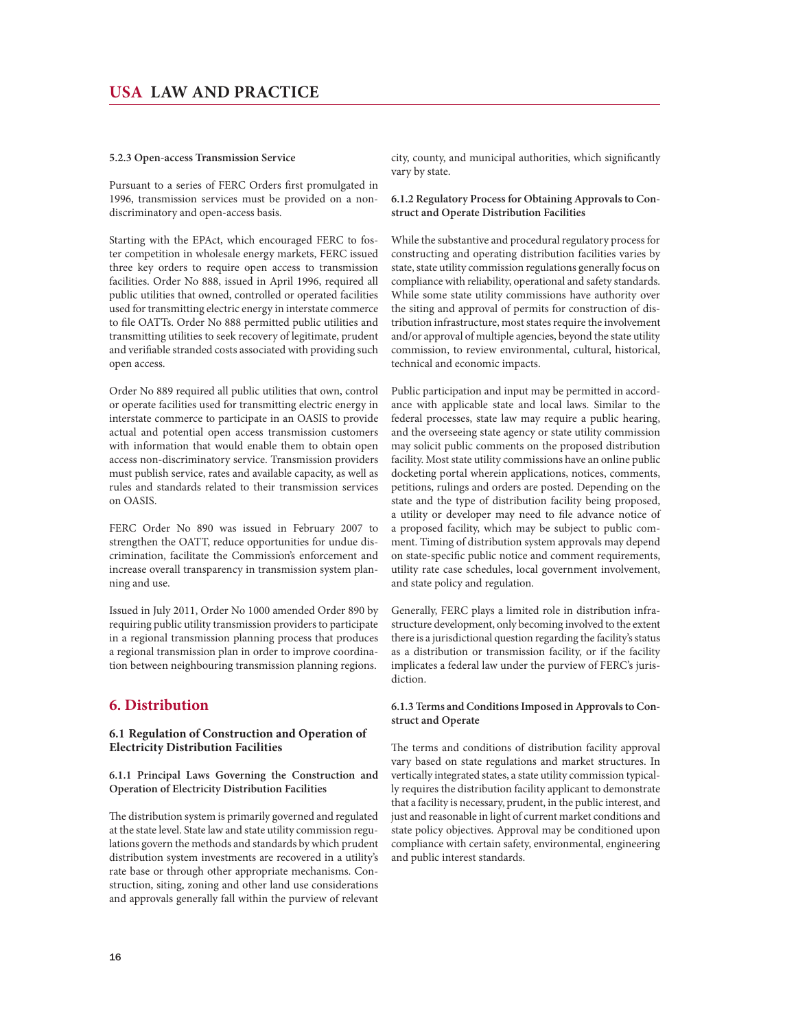#### 5.2.3 Open-access Transmission Service

Pursuant to a series of FERC Orders first promulgated in 1996, transmission services must be provided on a non-discriminatory and open-access basis.

Starting with the EPAct, which encouraged FERC to foster competition in wholesale energy markets, FERC issued three key orders to require open access to transmission facilities. Order No 888, issued in April 1996, required all public utilities that owned, controlled or operated facilities used for transmitting electric energy in interstate commerce to file OATTs. Order No 888 permitted public utilities and transmitting utilities to seek recovery of legitimate, prudent and verifiable stranded costs associated with providing such open access.

Order No 889 required all public utilities that own, control or operate facilities used for transmitting electric energy in interstate commerce to participate in an OASIS to provide actual and potential open access transmission customers with information that would enable them to obtain open access non-discriminatory service. Transmission providers must publish service, rates and available capacity, as well as rules and standards related to their transmission services on OASIS.

FERC Order No 890 was issued in February 2007 to strengthen the OATT, reduce opportunities for undue discrimination, facilitate the Commission's enforcement and increase overall transparency in transmission system planning and use.

Issued in July 2011, Order No 1000 amended Order 890 by requiring public utility transmission providers to participate in a regional transmission planning process that produces a regional transmission plan in order to improve coordination between neighbouring transmission planning regions.

## 6. Distribution

### 6.1 Regulation of Construction and Operation of Electricity Distribution Facilities

#### 6.1.1 Principal Laws Governing the Construction and Operation of Electricity Distribution Facilities

The distribution system is primarily governed and regulated at the state level. State law and state utility commission regulations govern the methods and standards by which prudent distribution system investments are recovered in a utility's rate base or through other appropriate mechanisms. Construction, siting, zoning and other land use considerations and approvals generally fall within the purview of relevant city, county, and municipal authorities, which significantly vary by state.

#### 6.1.2 Regulatory Process for Obtaining Approvals to Construct and Operate Distribution Facilities

While the substantive and procedural regulatory process for constructing and operating distribution facilities varies by state, state utility commission regulations generally focus on compliance with reliability, operational and safety standards. While some state utility commissions have authority over the siting and approval of permits for construction of distribution infrastructure, most states require the involvement and/or approval of multiple agencies, beyond the state utility commission, to review environmental, cultural, historical, technical and economic impacts.

Public participation and input may be permitted in accordance with applicable state and local laws. Similar to the federal processes, state law may require a public hearing, and the overseeing state agency or state utility commission may solicit public comments on the proposed distribution facility. Most state utility commissions have an online public docketing portal wherein applications, notices, comments, petitions, rulings and orders are posted. Depending on the state and the type of distribution facility being proposed, a utility or developer may need to file advance notice of a proposed facility, which may be subject to public comment. Timing of distribution system approvals may depend on state-specific public notice and comment requirements, utility rate case schedules, local government involvement, and state policy and regulation.

Generally, FERC plays a limited role in distribution infrastructure development, only becoming involved to the extent there is a jurisdictional question regarding the facility's status as a distribution or transmission facility, or if the facility implicates a federal law under the purview of FERC's jurisdiction.

#### 6.1.3 Terms and Conditions Imposed in Approvals to Construct and Operate

The terms and conditions of distribution facility approval vary based on state regulations and market structures. In vertically integrated states, a state utility commission typically requires the distribution facility applicant to demonstrate that a facility is necessary, prudent, in the public interest, and just and reasonable in light of current market conditions and state policy objectives. Approval may be conditioned upon compliance with certain safety, environmental, engineering and public interest standards.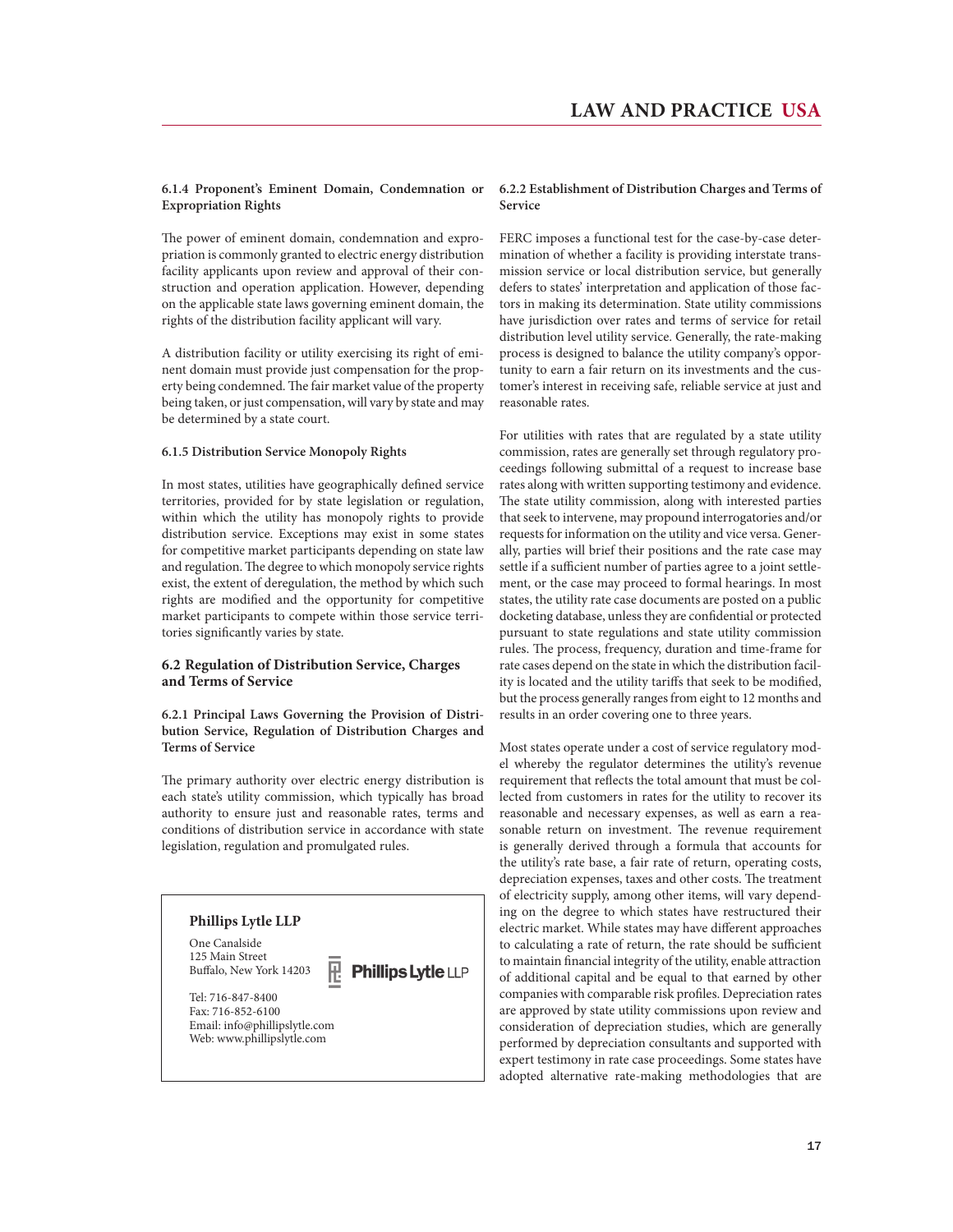#### 6.1.4 Proponent's Eminent Domain, Condemnation or Expropriation Rights

The power of eminent domain, condemnation and expropriation is commonly granted to electric energy distribution facility applicants upon review and approval of their construction and operation application. However, depending on the applicable state laws governing eminent domain, the rights of the distribution facility applicant will vary.

A distribution facility or utility exercising its right of eminent domain must provide just compensation for the property being condemned. The fair market value of the property being taken, or just compensation, will vary by state and may be determined by a state court.

#### 6.1.5 Distribution Service Monopoly Rights

In most states, utilities have geographically defined service territories, provided for by state legislation or regulation, within which the utility has monopoly rights to provide distribution service. Exceptions may exist in some states for competitive market participants depending on state law and regulation. The degree to which monopoly service rights exist, the extent of deregulation, the method by which such rights are modified and the opportunity for competitive market participants to compete within those service territories significantly varies by state.

### 6.2 Regulation of Distribution Service, Charges and Terms of Service

#### 6.2.1 Principal Laws Governing the Provision of Distribution Service, Regulation of Distribution Charges and Terms of Service

The primary authority over electric energy distribution is each state's utility commission, which typically has broad authority to ensure just and reasonable rates, terms and conditions of distribution service in accordance with state legislation, regulation and promulgated rules.

**Phillips Lytle LLP**

One Canalside
125 Main Street
Buffalo, New York 14203

Tel: 716-847-8400
Fax: 716-852-6100
Email: info@phillipslytle.com
Web: www.phillipslytle.com

#### 6.2.2 Establishment of Distribution Charges and Terms of Service

FERC imposes a functional test for the case-by-case determination of whether a facility is providing interstate transmission service or local distribution service, but generally defers to states' interpretation and application of those factors in making its determination. State utility commissions have jurisdiction over rates and terms of service for retail distribution level utility service. Generally, the rate-making process is designed to balance the utility company's opportunity to earn a fair return on its investments and the customer's interest in receiving safe, reliable service at just and reasonable rates.

For utilities with rates that are regulated by a state utility commission, rates are generally set through regulatory proceedings following submittal of a request to increase base rates along with written supporting testimony and evidence. The state utility commission, along with interested parties that seek to intervene, may propound interrogatories and/or requests for information on the utility and vice versa. Generally, parties will brief their positions and the rate case may settle if a sufficient number of parties agree to a joint settlement, or the case may proceed to formal hearings. In most states, the utility rate case documents are posted on a public docketing database, unless they are confidential or protected pursuant to state regulations and state utility commission rules. The process, frequency, duration and time-frame for rate cases depend on the state in which the distribution facility is located and the utility tariffs that seek to be modified, but the process generally ranges from eight to 12 months and results in an order covering one to three years.

Most states operate under a cost of service regulatory model whereby the regulator determines the utility's revenue requirement that reflects the total amount that must be collected from customers in rates for the utility to recover its reasonable and necessary expenses, as well as earn a reasonable return on investment. The revenue requirement is generally derived through a formula that accounts for the utility's rate base, a fair rate of return, operating costs, depreciation expenses, taxes and other costs. The treatment of electricity supply, among other items, will vary depending on the degree to which states have restructured their electric market. While states may have different approaches to calculating a rate of return, the rate should be sufficient to maintain financial integrity of the utility, enable attraction of additional capital and be equal to that earned by other companies with comparable risk profiles. Depreciation rates are approved by state utility commissions upon review and consideration of depreciation studies, which are generally performed by depreciation consultants and supported with expert testimony in rate case proceedings. Some states have adopted alternative rate-making methodologies that are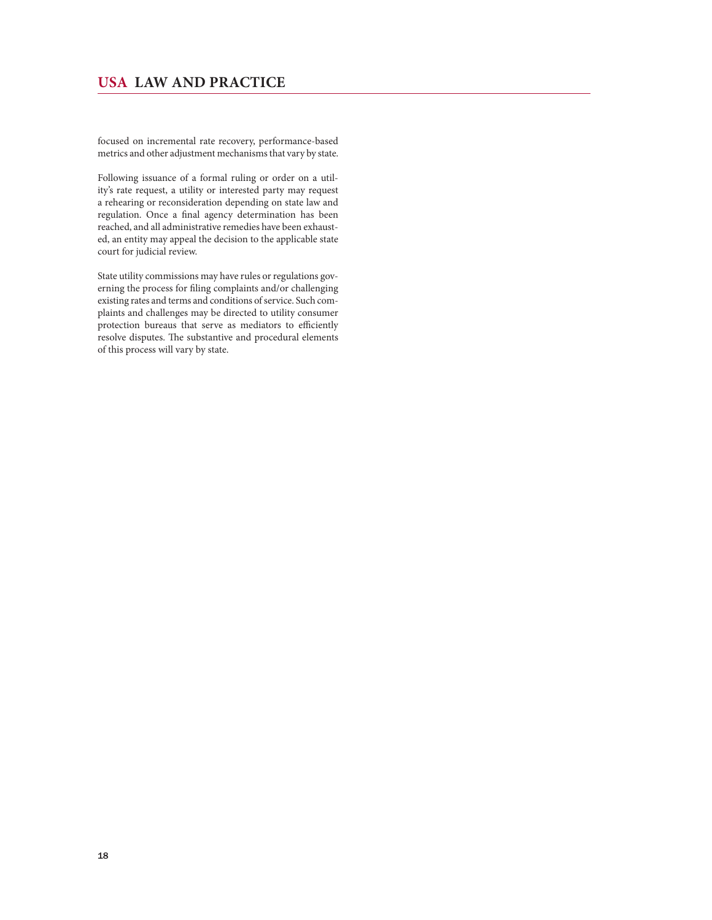focused on incremental rate recovery, performance-based metrics and other adjustment mechanisms that vary by state.

Following issuance of a formal ruling or order on a utility's rate request, a utility or interested party may request a rehearing or reconsideration depending on state law and regulation. Once a final agency determination has been reached, and all administrative remedies have been exhausted, an entity may appeal the decision to the applicable state court for judicial review.

State utility commissions may have rules or regulations governing the process for filing complaints and/or challenging existing rates and terms and conditions of service. Such complaints and challenges may be directed to utility consumer protection bureaus that serve as mediators to efficiently resolve disputes. The substantive and procedural elements of this process will vary by state.